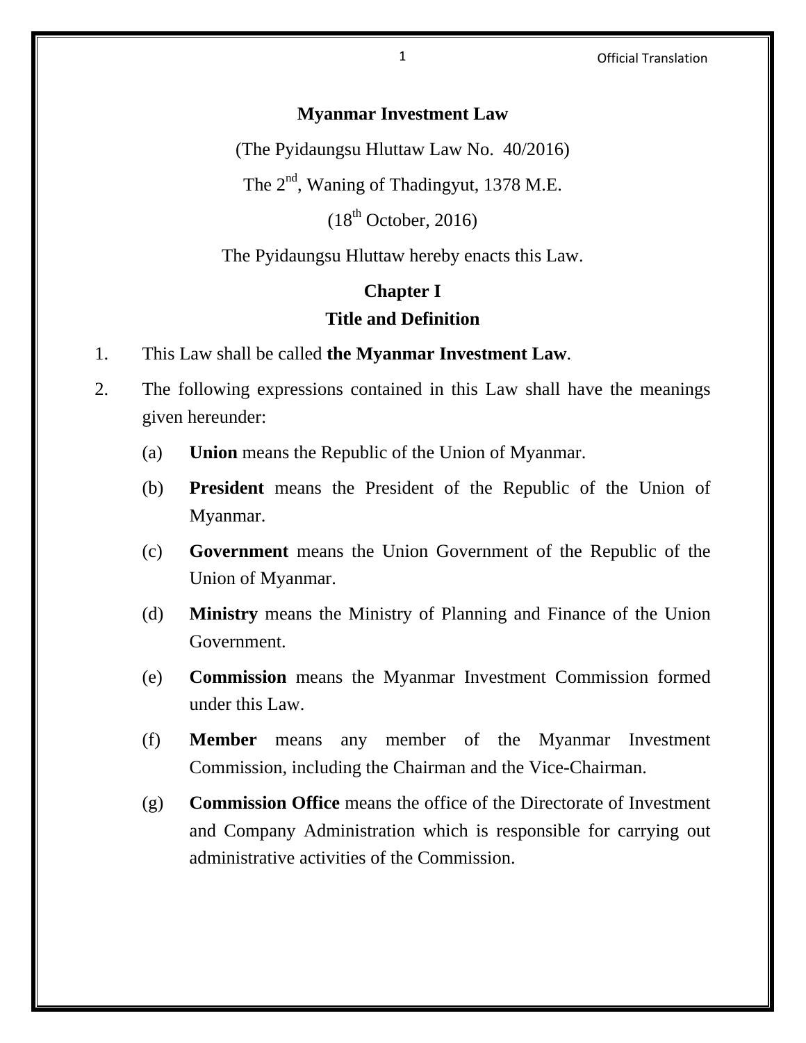# Myanmar Investment Law

(The Pyidaungsu Hluttaw Law No. 40/2016)

The 2nd, Waning of Thadingyut, 1378 M.E.

(18th October, 2016)

The Pyidaungsu Hluttaw hereby enacts this Law.

## Chapter I
## Title and Definition

1. This Law shall be called **the Myanmar Investment Law**.

2. The following expressions contained in this Law shall have the meanings given hereunder:

   (a) **Union** means the Republic of the Union of Myanmar.

   (b) **President** means the President of the Republic of the Union of Myanmar.

   (c) **Government** means the Union Government of the Republic of the Union of Myanmar.

   (d) **Ministry** means the Ministry of Planning and Finance of the Union Government.

   (e) **Commission** means the Myanmar Investment Commission formed under this Law.

   (f) **Member** means any member of the Myanmar Investment Commission, including the Chairman and the Vice-Chairman.

   (g) **Commission Office** means the office of the Directorate of Investment and Company Administration which is responsible for carrying out administrative activities of the Commission.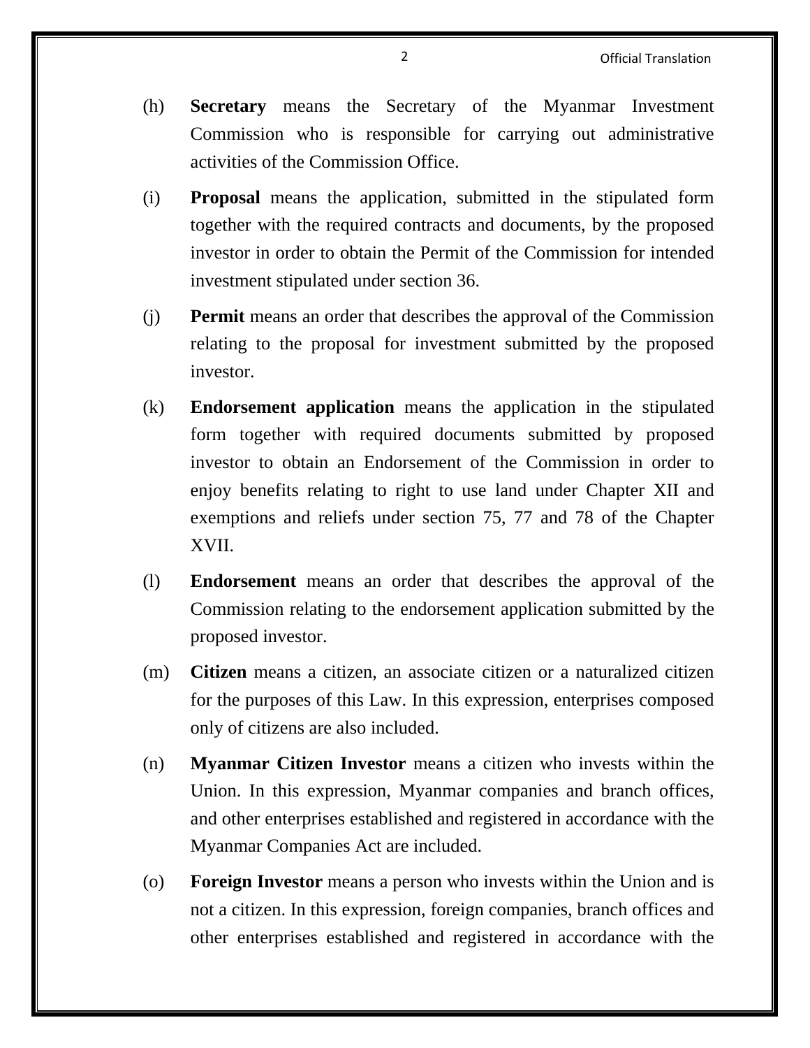(h) **Secretary** means the Secretary of the Myanmar Investment Commission who is responsible for carrying out administrative activities of the Commission Office.

(i) **Proposal** means the application, submitted in the stipulated form together with the required contracts and documents, by the proposed investor in order to obtain the Permit of the Commission for intended investment stipulated under section 36.

(j) **Permit** means an order that describes the approval of the Commission relating to the proposal for investment submitted by the proposed investor.

(k) **Endorsement application** means the application in the stipulated form together with required documents submitted by proposed investor to obtain an Endorsement of the Commission in order to enjoy benefits relating to right to use land under Chapter XII and exemptions and reliefs under section 75, 77 and 78 of the Chapter XVII.

(l) **Endorsement** means an order that describes the approval of the Commission relating to the endorsement application submitted by the proposed investor.

(m) **Citizen** means a citizen, an associate citizen or a naturalized citizen for the purposes of this Law. In this expression, enterprises composed only of citizens are also included.

(n) **Myanmar Citizen Investor** means a citizen who invests within the Union. In this expression, Myanmar companies and branch offices, and other enterprises established and registered in accordance with the Myanmar Companies Act are included.

(o) **Foreign Investor** means a person who invests within the Union and is not a citizen. In this expression, foreign companies, branch offices and other enterprises established and registered in accordance with the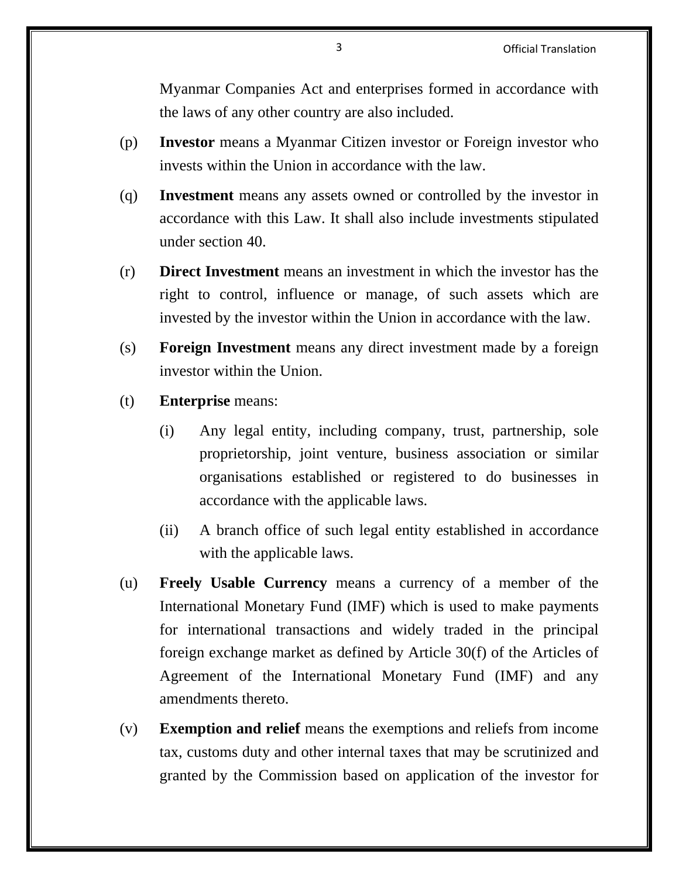Myanmar Companies Act and enterprises formed in accordance with the laws of any other country are also included.

(p) **Investor** means a Myanmar Citizen investor or Foreign investor who invests within the Union in accordance with the law.

(q) **Investment** means any assets owned or controlled by the investor in accordance with this Law. It shall also include investments stipulated under section 40.

(r) **Direct Investment** means an investment in which the investor has the right to control, influence or manage, of such assets which are invested by the investor within the Union in accordance with the law.

(s) **Foreign Investment** means any direct investment made by a foreign investor within the Union.

(t) **Enterprise** means:

  (i) Any legal entity, including company, trust, partnership, sole proprietorship, joint venture, business association or similar organisations established or registered to do businesses in accordance with the applicable laws.

  (ii) A branch office of such legal entity established in accordance with the applicable laws.

(u) **Freely Usable Currency** means a currency of a member of the International Monetary Fund (IMF) which is used to make payments for international transactions and widely traded in the principal foreign exchange market as defined by Article 30(f) of the Articles of Agreement of the International Monetary Fund (IMF) and any amendments thereto.

(v) **Exemption and relief** means the exemptions and reliefs from income tax, customs duty and other internal taxes that may be scrutinized and granted by the Commission based on application of the investor for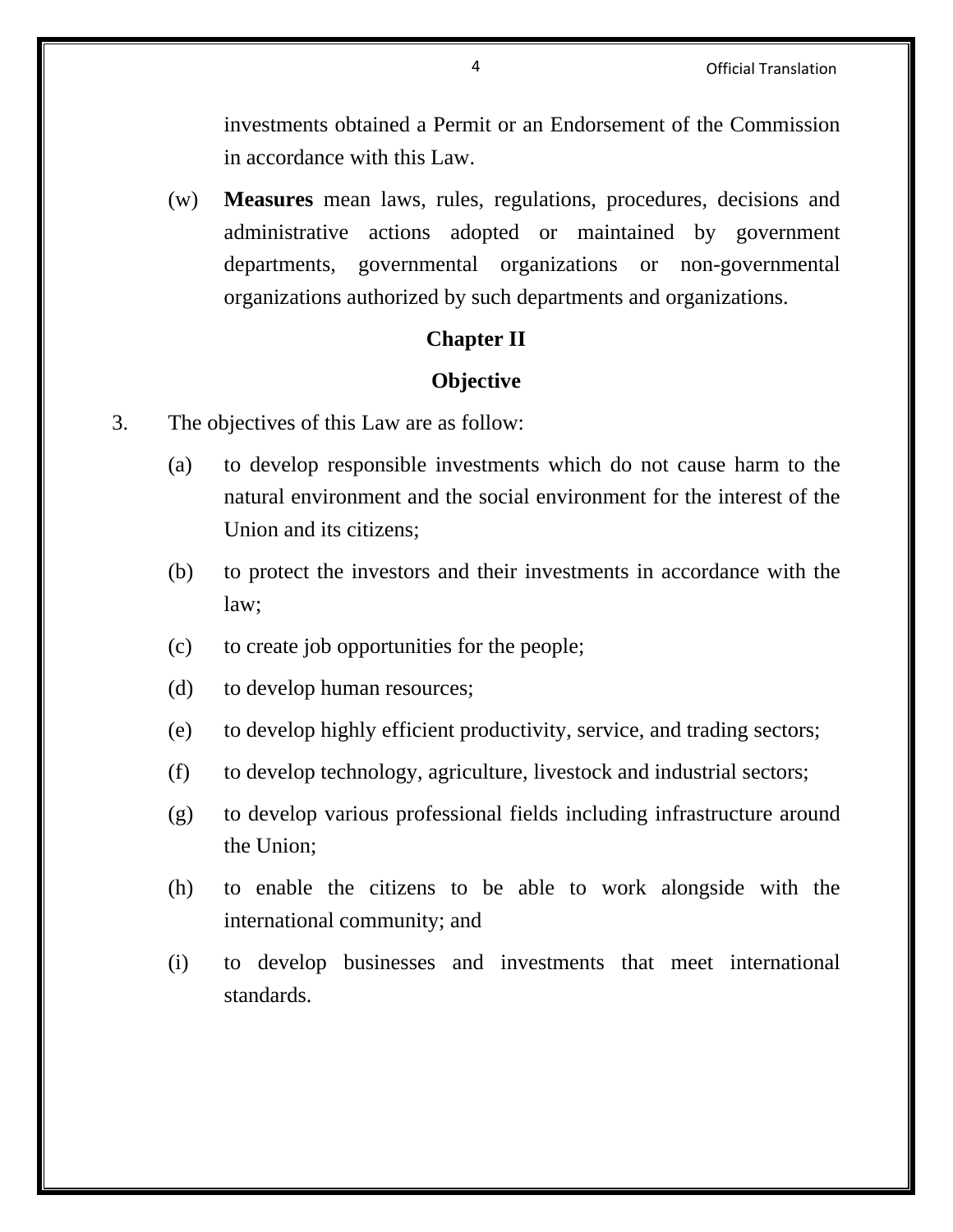investments obtained a Permit or an Endorsement of the Commission in accordance with this Law.

(w) **Measures** mean laws, rules, regulations, procedures, decisions and administrative actions adopted or maintained by government departments, governmental organizations or non-governmental organizations authorized by such departments and organizations.

## Chapter II

## Objective

3. The objectives of this Law are as follow:

(a) to develop responsible investments which do not cause harm to the natural environment and the social environment for the interest of the Union and its citizens;

(b) to protect the investors and their investments in accordance with the law;

(c) to create job opportunities for the people;

(d) to develop human resources;

(e) to develop highly efficient productivity, service, and trading sectors;

(f) to develop technology, agriculture, livestock and industrial sectors;

(g) to develop various professional fields including infrastructure around the Union;

(h) to enable the citizens to be able to work alongside with the international community; and

(i) to develop businesses and investments that meet international standards.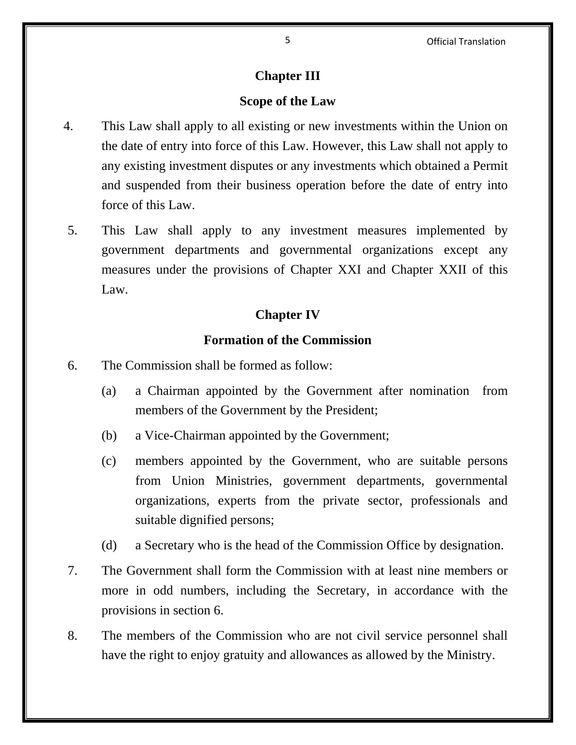## Chapter III

## Scope of the Law

4. This Law shall apply to all existing or new investments within the Union on the date of entry into force of this Law. However, this Law shall not apply to any existing investment disputes or any investments which obtained a Permit and suspended from their business operation before the date of entry into force of this Law.

5. This Law shall apply to any investment measures implemented by government departments and governmental organizations except any measures under the provisions of Chapter XXI and Chapter XXII of this Law.

## Chapter IV

## Formation of the Commission

6. The Commission shall be formed as follow:

   (a) a Chairman appointed by the Government after nomination from members of the Government by the President;

   (b) a Vice-Chairman appointed by the Government;

   (c) members appointed by the Government, who are suitable persons from Union Ministries, government departments, governmental organizations, experts from the private sector, professionals and suitable dignified persons;

   (d) a Secretary who is the head of the Commission Office by designation.

7. The Government shall form the Commission with at least nine members or more in odd numbers, including the Secretary, in accordance with the provisions in section 6.

8. The members of the Commission who are not civil service personnel shall have the right to enjoy gratuity and allowances as allowed by the Ministry.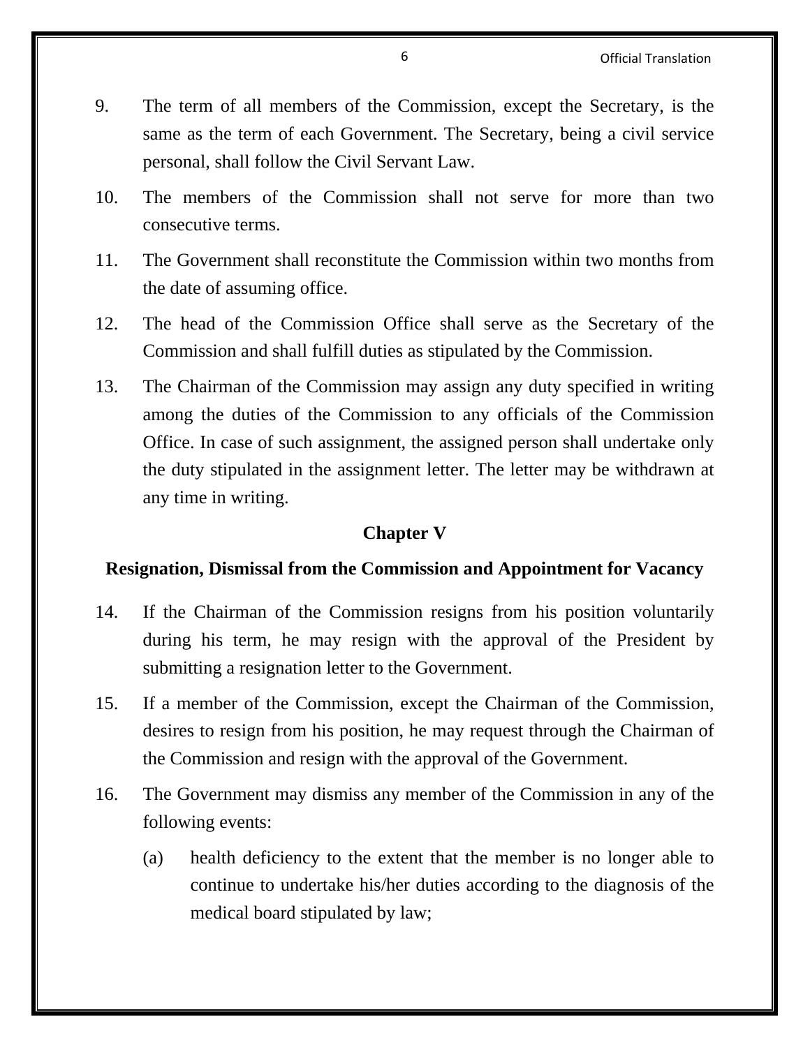9. The term of all members of the Commission, except the Secretary, is the same as the term of each Government. The Secretary, being a civil service personal, shall follow the Civil Servant Law.

10. The members of the Commission shall not serve for more than two consecutive terms.

11. The Government shall reconstitute the Commission within two months from the date of assuming office.

12. The head of the Commission Office shall serve as the Secretary of the Commission and shall fulfill duties as stipulated by the Commission.

13. The Chairman of the Commission may assign any duty specified in writing among the duties of the Commission to any officials of the Commission Office. In case of such assignment, the assigned person shall undertake only the duty stipulated in the assignment letter. The letter may be withdrawn at any time in writing.

## Chapter V

## Resignation, Dismissal from the Commission and Appointment for Vacancy

14. If the Chairman of the Commission resigns from his position voluntarily during his term, he may resign with the approval of the President by submitting a resignation letter to the Government.

15. If a member of the Commission, except the Chairman of the Commission, desires to resign from his position, he may request through the Chairman of the Commission and resign with the approval of the Government.

16. The Government may dismiss any member of the Commission in any of the following events:

    (a) health deficiency to the extent that the member is no longer able to continue to undertake his/her duties according to the diagnosis of the medical board stipulated by law;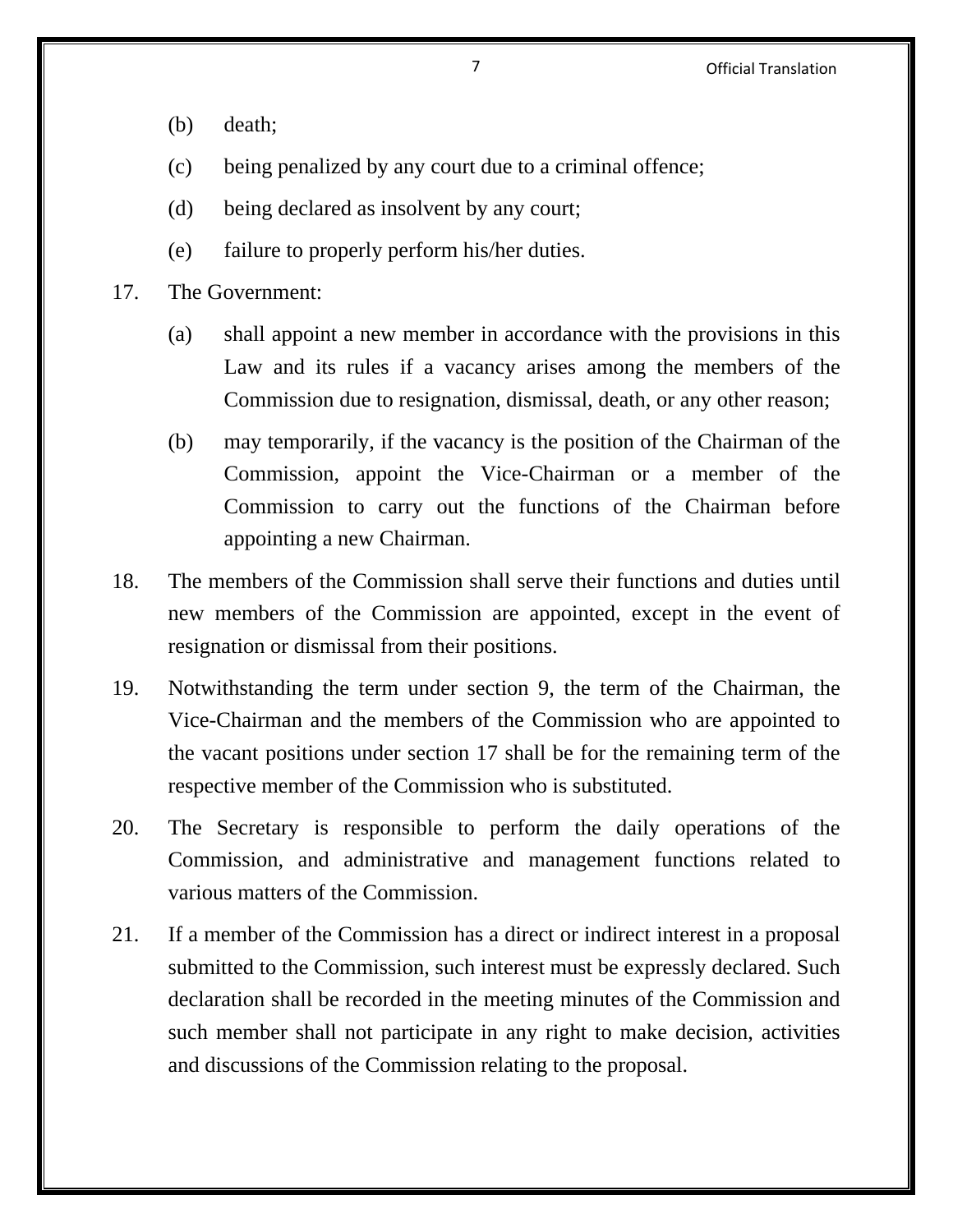(b) death;

(c) being penalized by any court due to a criminal offence;

(d) being declared as insolvent by any court;

(e) failure to properly perform his/her duties.

17. The Government:

    (a) shall appoint a new member in accordance with the provisions in this Law and its rules if a vacancy arises among the members of the Commission due to resignation, dismissal, death, or any other reason;

    (b) may temporarily, if the vacancy is the position of the Chairman of the Commission, appoint the Vice-Chairman or a member of the Commission to carry out the functions of the Chairman before appointing a new Chairman.

18. The members of the Commission shall serve their functions and duties until new members of the Commission are appointed, except in the event of resignation or dismissal from their positions.

19. Notwithstanding the term under section 9, the term of the Chairman, the Vice-Chairman and the members of the Commission who are appointed to the vacant positions under section 17 shall be for the remaining term of the respective member of the Commission who is substituted.

20. The Secretary is responsible to perform the daily operations of the Commission, and administrative and management functions related to various matters of the Commission.

21. If a member of the Commission has a direct or indirect interest in a proposal submitted to the Commission, such interest must be expressly declared. Such declaration shall be recorded in the meeting minutes of the Commission and such member shall not participate in any right to make decision, activities and discussions of the Commission relating to the proposal.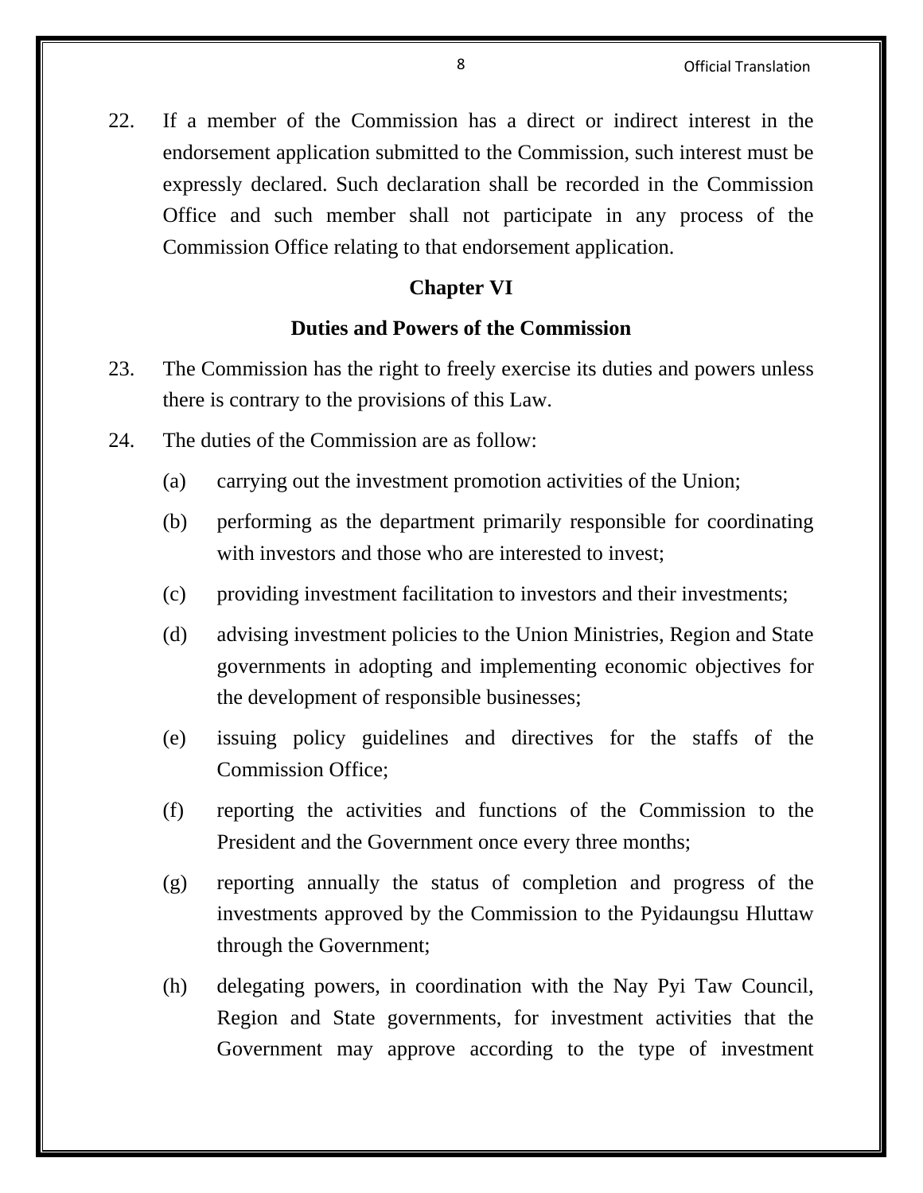22. If a member of the Commission has a direct or indirect interest in the endorsement application submitted to the Commission, such interest must be expressly declared. Such declaration shall be recorded in the Commission Office and such member shall not participate in any process of the Commission Office relating to that endorsement application.

## Chapter VI

## Duties and Powers of the Commission

23. The Commission has the right to freely exercise its duties and powers unless there is contrary to the provisions of this Law.

24. The duties of the Commission are as follow:

    (a) carrying out the investment promotion activities of the Union;

    (b) performing as the department primarily responsible for coordinating with investors and those who are interested to invest;

    (c) providing investment facilitation to investors and their investments;

    (d) advising investment policies to the Union Ministries, Region and State governments in adopting and implementing economic objectives for the development of responsible businesses;

    (e) issuing policy guidelines and directives for the staffs of the Commission Office;

    (f) reporting the activities and functions of the Commission to the President and the Government once every three months;

    (g) reporting annually the status of completion and progress of the investments approved by the Commission to the Pyidaungsu Hluttaw through the Government;

    (h) delegating powers, in coordination with the Nay Pyi Taw Council, Region and State governments, for investment activities that the Government may approve according to the type of investment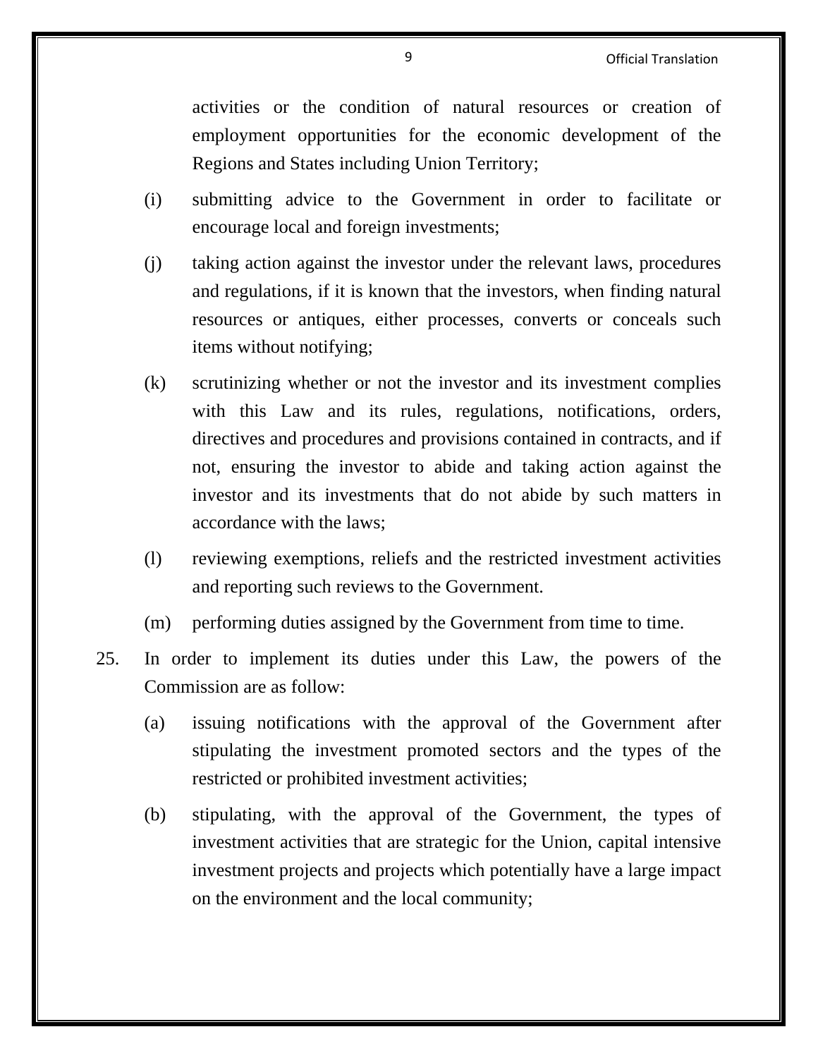activities or the condition of natural resources or creation of employment opportunities for the economic development of the Regions and States including Union Territory;

(i) submitting advice to the Government in order to facilitate or encourage local and foreign investments;

(j) taking action against the investor under the relevant laws, procedures and regulations, if it is known that the investors, when finding natural resources or antiques, either processes, converts or conceals such items without notifying;

(k) scrutinizing whether or not the investor and its investment complies with this Law and its rules, regulations, notifications, orders, directives and procedures and provisions contained in contracts, and if not, ensuring the investor to abide and taking action against the investor and its investments that do not abide by such matters in accordance with the laws;

(l) reviewing exemptions, reliefs and the restricted investment activities and reporting such reviews to the Government.

(m) performing duties assigned by the Government from time to time.

25. In order to implement its duties under this Law, the powers of the Commission are as follow:

(a) issuing notifications with the approval of the Government after stipulating the investment promoted sectors and the types of the restricted or prohibited investment activities;

(b) stipulating, with the approval of the Government, the types of investment activities that are strategic for the Union, capital intensive investment projects and projects which potentially have a large impact on the environment and the local community;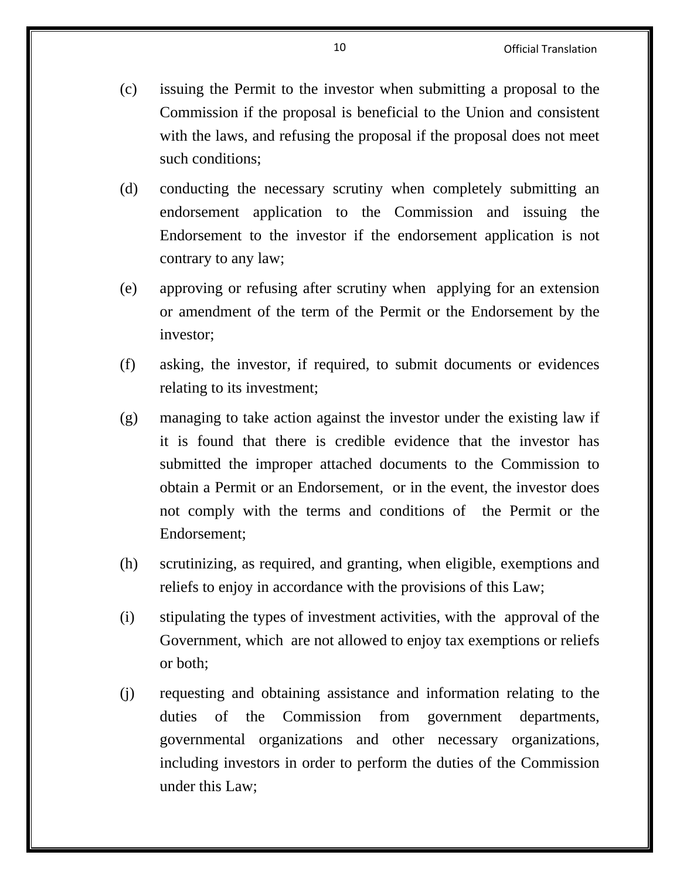(c) issuing the Permit to the investor when submitting a proposal to the Commission if the proposal is beneficial to the Union and consistent with the laws, and refusing the proposal if the proposal does not meet such conditions;

(d) conducting the necessary scrutiny when completely submitting an endorsement application to the Commission and issuing the Endorsement to the investor if the endorsement application is not contrary to any law;

(e) approving or refusing after scrutiny when applying for an extension or amendment of the term of the Permit or the Endorsement by the investor;

(f) asking, the investor, if required, to submit documents or evidences relating to its investment;

(g) managing to take action against the investor under the existing law if it is found that there is credible evidence that the investor has submitted the improper attached documents to the Commission to obtain a Permit or an Endorsement, or in the event, the investor does not comply with the terms and conditions of the Permit or the Endorsement;

(h) scrutinizing, as required, and granting, when eligible, exemptions and reliefs to enjoy in accordance with the provisions of this Law;

(i) stipulating the types of investment activities, with the approval of the Government, which are not allowed to enjoy tax exemptions or reliefs or both;

(j) requesting and obtaining assistance and information relating to the duties of the Commission from government departments, governmental organizations and other necessary organizations, including investors in order to perform the duties of the Commission under this Law;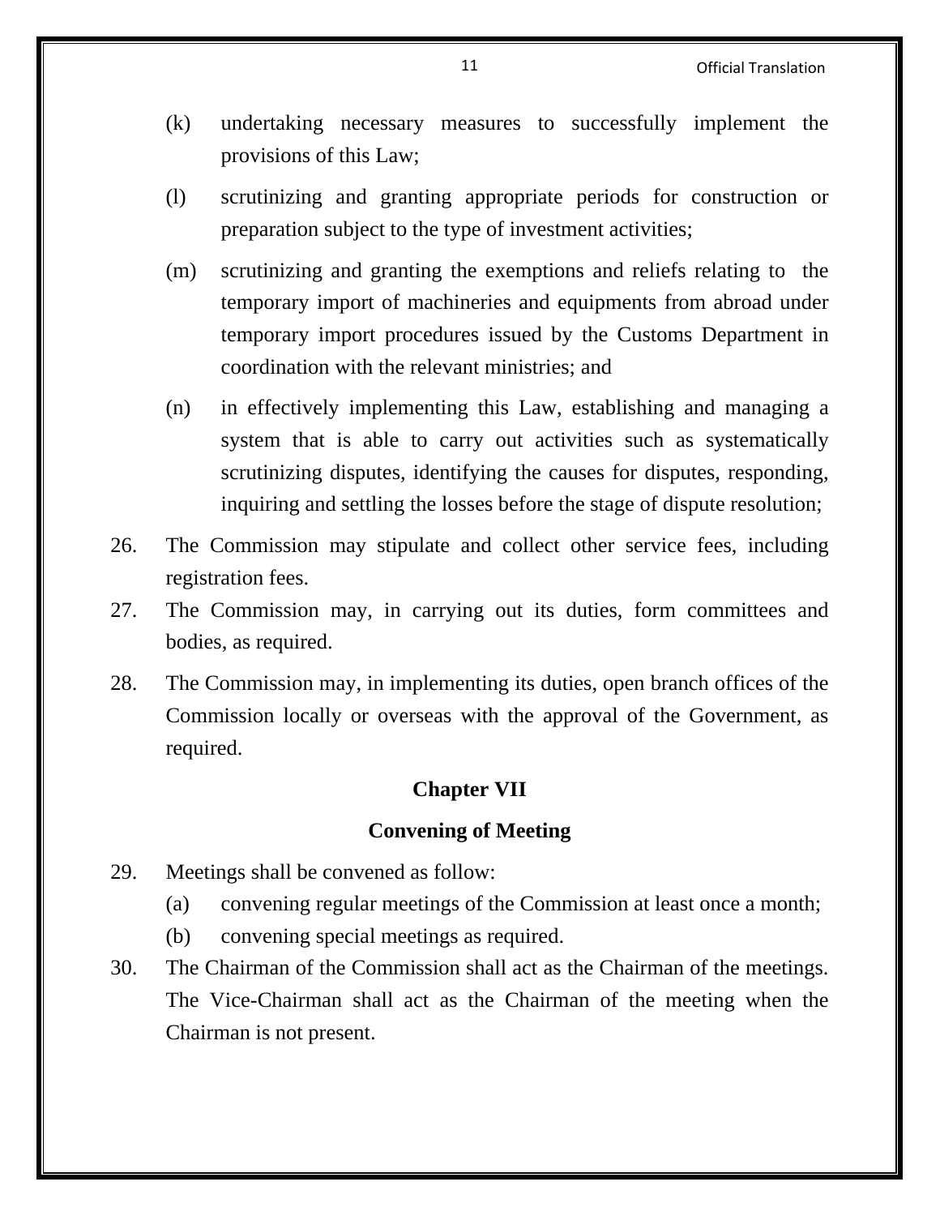(k) undertaking necessary measures to successfully implement the provisions of this Law;

(l) scrutinizing and granting appropriate periods for construction or preparation subject to the type of investment activities;

(m) scrutinizing and granting the exemptions and reliefs relating to the temporary import of machineries and equipments from abroad under temporary import procedures issued by the Customs Department in coordination with the relevant ministries; and

(n) in effectively implementing this Law, establishing and managing a system that is able to carry out activities such as systematically scrutinizing disputes, identifying the causes for disputes, responding, inquiring and settling the losses before the stage of dispute resolution;

26. The Commission may stipulate and collect other service fees, including registration fees.

27. The Commission may, in carrying out its duties, form committees and bodies, as required.

28. The Commission may, in implementing its duties, open branch offices of the Commission locally or overseas with the approval of the Government, as required.

## Chapter VII

## Convening of Meeting

29. Meetings shall be convened as follow:

    (a) convening regular meetings of the Commission at least once a month;

    (b) convening special meetings as required.

30. The Chairman of the Commission shall act as the Chairman of the meetings. The Vice-Chairman shall act as the Chairman of the meeting when the Chairman is not present.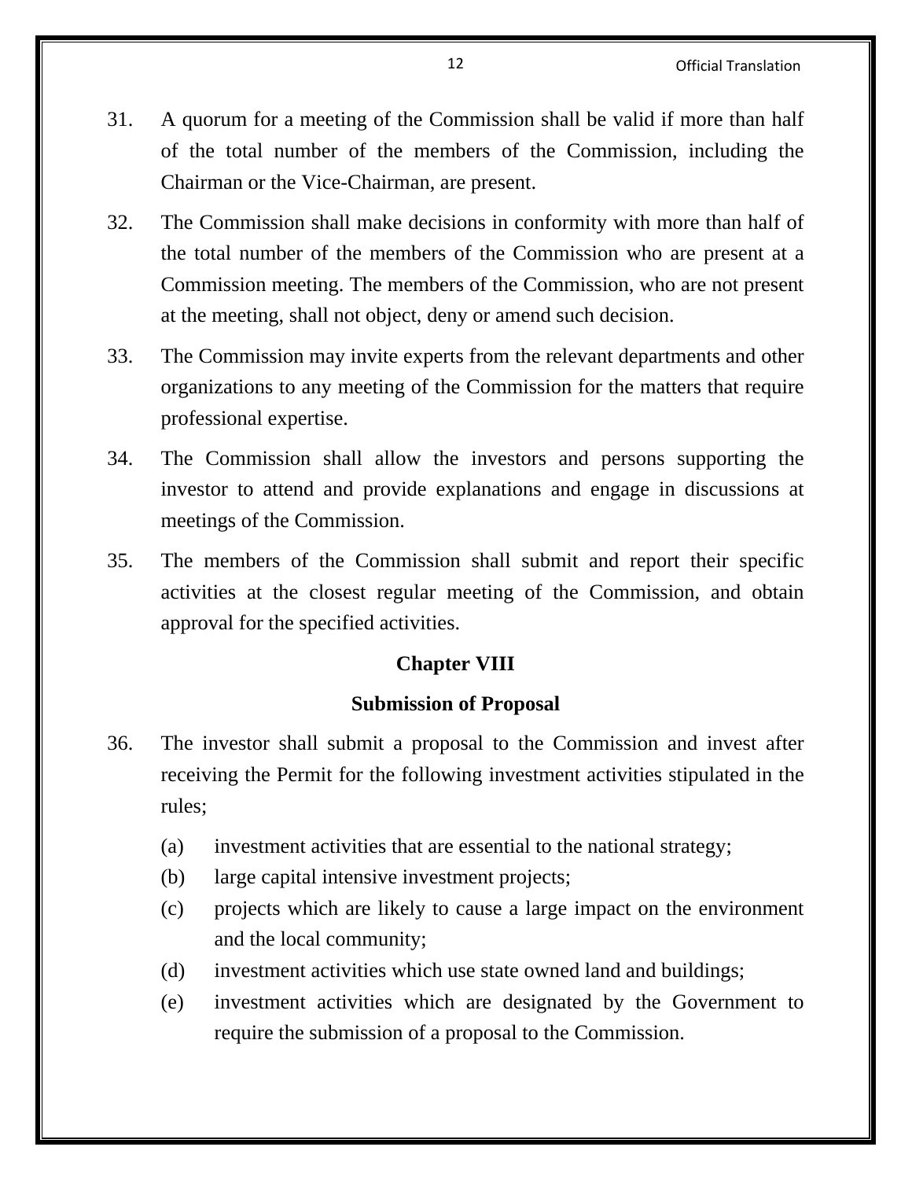31. A quorum for a meeting of the Commission shall be valid if more than half of the total number of the members of the Commission, including the Chairman or the Vice-Chairman, are present.

32. The Commission shall make decisions in conformity with more than half of the total number of the members of the Commission who are present at a Commission meeting. The members of the Commission, who are not present at the meeting, shall not object, deny or amend such decision.

33. The Commission may invite experts from the relevant departments and other organizations to any meeting of the Commission for the matters that require professional expertise.

34. The Commission shall allow the investors and persons supporting the investor to attend and provide explanations and engage in discussions at meetings of the Commission.

35. The members of the Commission shall submit and report their specific activities at the closest regular meeting of the Commission, and obtain approval for the specified activities.

## Chapter VIII

## Submission of Proposal

36. The investor shall submit a proposal to the Commission and invest after receiving the Permit for the following investment activities stipulated in the rules;

    (a) investment activities that are essential to the national strategy;

    (b) large capital intensive investment projects;

    (c) projects which are likely to cause a large impact on the environment and the local community;

    (d) investment activities which use state owned land and buildings;

    (e) investment activities which are designated by the Government to require the submission of a proposal to the Commission.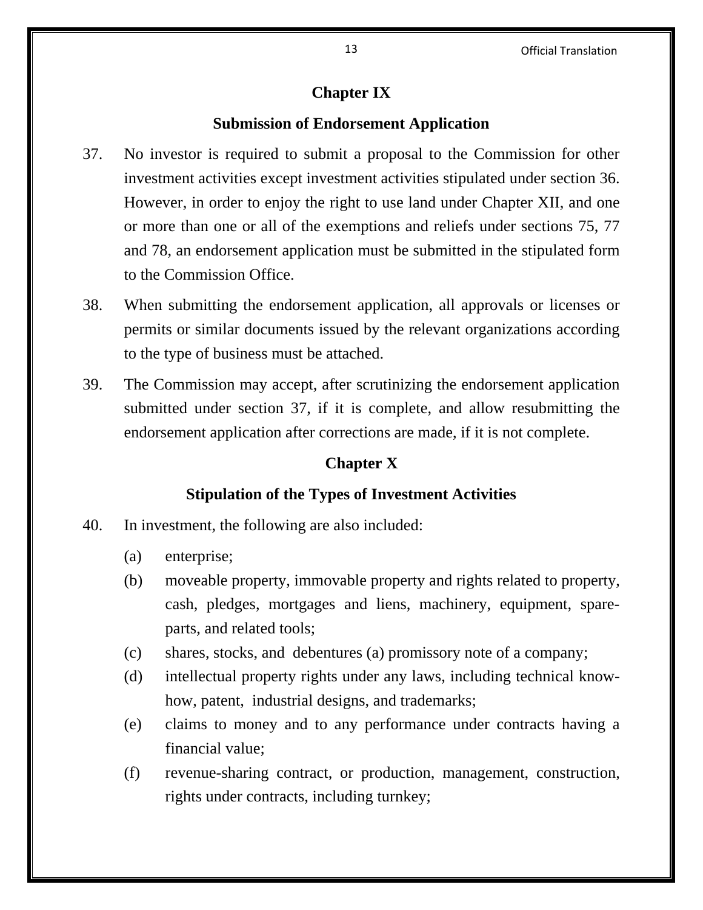## Chapter IX

### Submission of Endorsement Application

37. No investor is required to submit a proposal to the Commission for other investment activities except investment activities stipulated under section 36. However, in order to enjoy the right to use land under Chapter XII, and one or more than one or all of the exemptions and reliefs under sections 75, 77 and 78, an endorsement application must be submitted in the stipulated form to the Commission Office.

38. When submitting the endorsement application, all approvals or licenses or permits or similar documents issued by the relevant organizations according to the type of business must be attached.

39. The Commission may accept, after scrutinizing the endorsement application submitted under section 37, if it is complete, and allow resubmitting the endorsement application after corrections are made, if it is not complete.

## Chapter X

### Stipulation of the Types of Investment Activities

40. In investment, the following are also included:

    (a) enterprise;

    (b) moveable property, immovable property and rights related to property, cash, pledges, mortgages and liens, machinery, equipment, spare-parts, and related tools;

    (c) shares, stocks, and debentures (a) promissory note of a company;

    (d) intellectual property rights under any laws, including technical know-how, patent, industrial designs, and trademarks;

    (e) claims to money and to any performance under contracts having a financial value;

    (f) revenue-sharing contract, or production, management, construction, rights under contracts, including turnkey;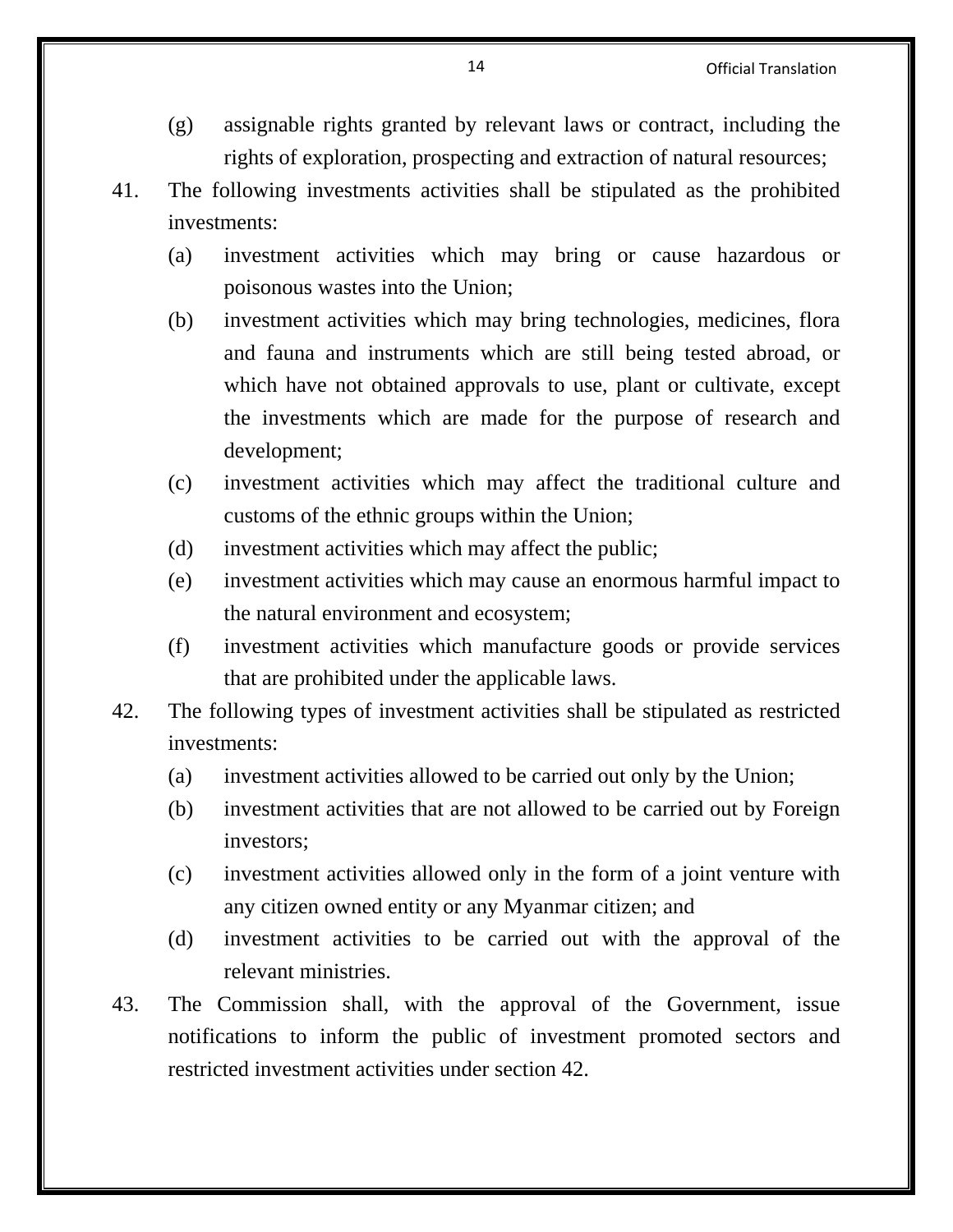(g) assignable rights granted by relevant laws or contract, including the rights of exploration, prospecting and extraction of natural resources;

41. The following investments activities shall be stipulated as the prohibited investments:

    (a) investment activities which may bring or cause hazardous or poisonous wastes into the Union;

    (b) investment activities which may bring technologies, medicines, flora and fauna and instruments which are still being tested abroad, or which have not obtained approvals to use, plant or cultivate, except the investments which are made for the purpose of research and development;

    (c) investment activities which may affect the traditional culture and customs of the ethnic groups within the Union;

    (d) investment activities which may affect the public;

    (e) investment activities which may cause an enormous harmful impact to the natural environment and ecosystem;

    (f) investment activities which manufacture goods or provide services that are prohibited under the applicable laws.

42. The following types of investment activities shall be stipulated as restricted investments:

    (a) investment activities allowed to be carried out only by the Union;

    (b) investment activities that are not allowed to be carried out by Foreign investors;

    (c) investment activities allowed only in the form of a joint venture with any citizen owned entity or any Myanmar citizen; and

    (d) investment activities to be carried out with the approval of the relevant ministries.

43. The Commission shall, with the approval of the Government, issue notifications to inform the public of investment promoted sectors and restricted investment activities under section 42.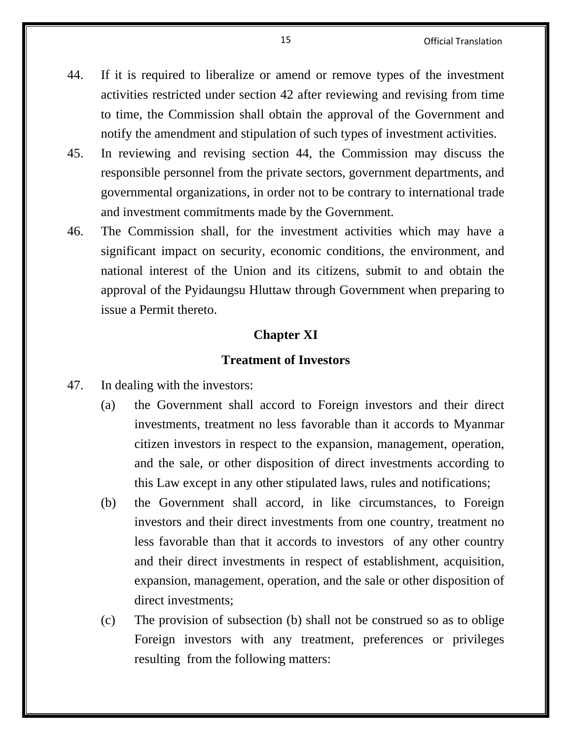44. If it is required to liberalize or amend or remove types of the investment activities restricted under section 42 after reviewing and revising from time to time, the Commission shall obtain the approval of the Government and notify the amendment and stipulation of such types of investment activities.

45. In reviewing and revising section 44, the Commission may discuss the responsible personnel from the private sectors, government departments, and governmental organizations, in order not to be contrary to international trade and investment commitments made by the Government.

46. The Commission shall, for the investment activities which may have a significant impact on security, economic conditions, the environment, and national interest of the Union and its citizens, submit to and obtain the approval of the Pyidaungsu Hluttaw through Government when preparing to issue a Permit thereto.

## Chapter XI

## Treatment of Investors

47. In dealing with the investors:

   (a) the Government shall accord to Foreign investors and their direct investments, treatment no less favorable than it accords to Myanmar citizen investors in respect to the expansion, management, operation, and the sale, or other disposition of direct investments according to this Law except in any other stipulated laws, rules and notifications;

   (b) the Government shall accord, in like circumstances, to Foreign investors and their direct investments from one country, treatment no less favorable than that it accords to investors of any other country and their direct investments in respect of establishment, acquisition, expansion, management, operation, and the sale or other disposition of direct investments;

   (c) The provision of subsection (b) shall not be construed so as to oblige Foreign investors with any treatment, preferences or privileges resulting from the following matters: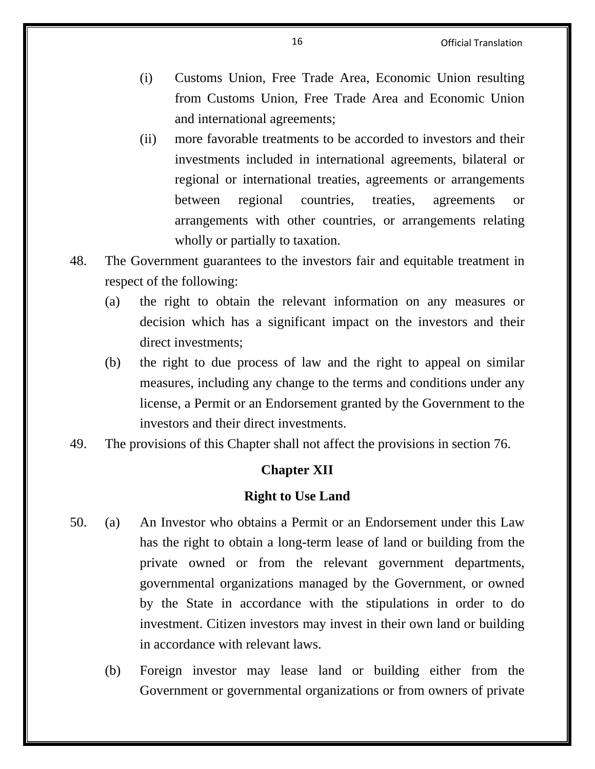(i) Customs Union, Free Trade Area, Economic Union resulting from Customs Union, Free Trade Area and Economic Union and international agreements;

(ii) more favorable treatments to be accorded to investors and their investments included in international agreements, bilateral or regional or international treaties, agreements or arrangements between regional countries, treaties, agreements or arrangements with other countries, or arrangements relating wholly or partially to taxation.

48. The Government guarantees to the investors fair and equitable treatment in respect of the following:

(a) the right to obtain the relevant information on any measures or decision which has a significant impact on the investors and their direct investments;

(b) the right to due process of law and the right to appeal on similar measures, including any change to the terms and conditions under any license, a Permit or an Endorsement granted by the Government to the investors and their direct investments.

49. The provisions of this Chapter shall not affect the provisions in section 76.

## Chapter XII

## Right to Use Land

50. (a) An Investor who obtains a Permit or an Endorsement under this Law has the right to obtain a long-term lease of land or building from the private owned or from the relevant government departments, governmental organizations managed by the Government, or owned by the State in accordance with the stipulations in order to do investment. Citizen investors may invest in their own land or building in accordance with relevant laws.

(b) Foreign investor may lease land or building either from the Government or governmental organizations or from owners of private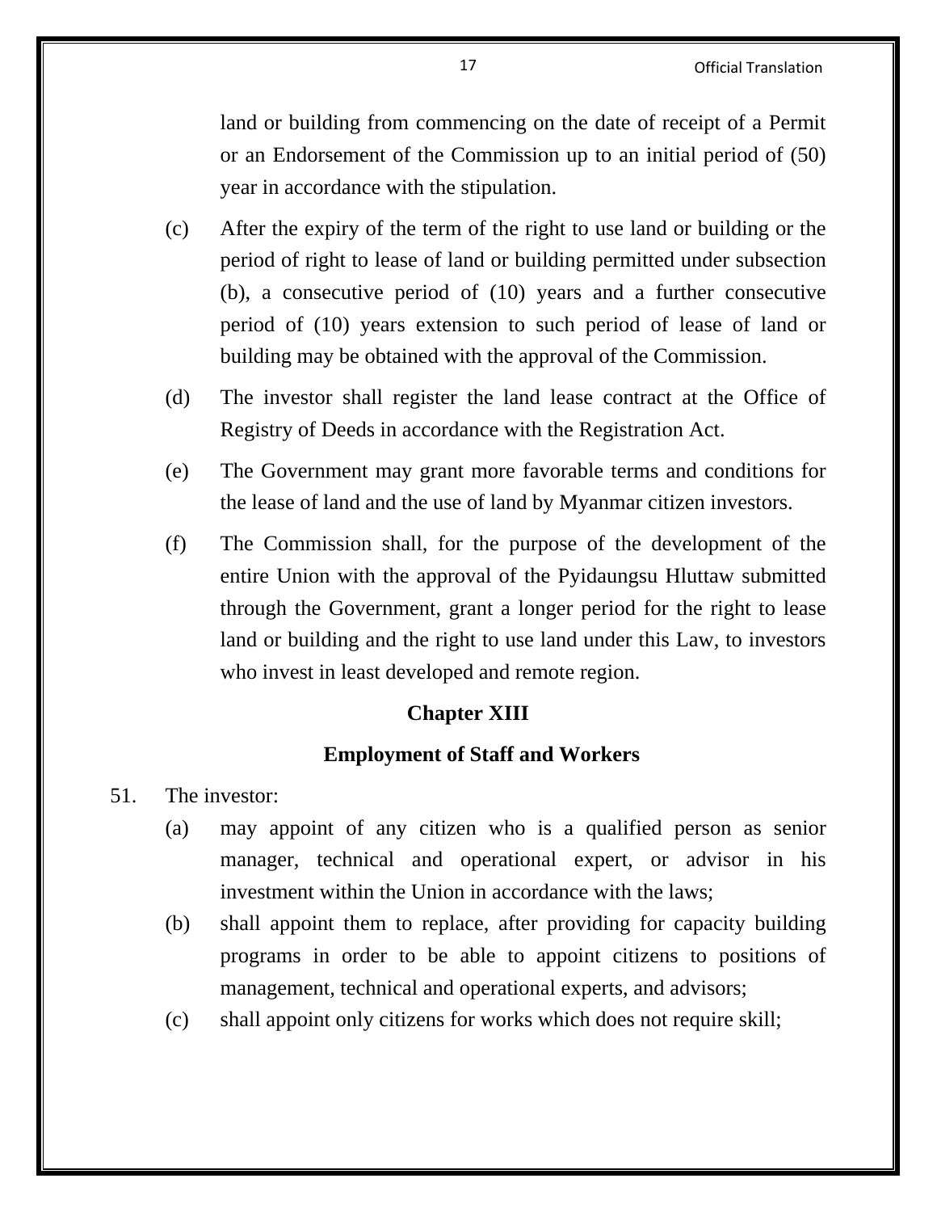land or building from commencing on the date of receipt of a Permit or an Endorsement of the Commission up to an initial period of (50) year in accordance with the stipulation.

(c) After the expiry of the term of the right to use land or building or the period of right to lease of land or building permitted under subsection (b), a consecutive period of (10) years and a further consecutive period of (10) years extension to such period of lease of land or building may be obtained with the approval of the Commission.

(d) The investor shall register the land lease contract at the Office of Registry of Deeds in accordance with the Registration Act.

(e) The Government may grant more favorable terms and conditions for the lease of land and the use of land by Myanmar citizen investors.

(f) The Commission shall, for the purpose of the development of the entire Union with the approval of the Pyidaungsu Hluttaw submitted through the Government, grant a longer period for the right to lease land or building and the right to use land under this Law, to investors who invest in least developed and remote region.

## Chapter XIII

## Employment of Staff and Workers

51. The investor:

(a) may appoint of any citizen who is a qualified person as senior manager, technical and operational expert, or advisor in his investment within the Union in accordance with the laws;

(b) shall appoint them to replace, after providing for capacity building programs in order to be able to appoint citizens to positions of management, technical and operational experts, and advisors;

(c) shall appoint only citizens for works which does not require skill;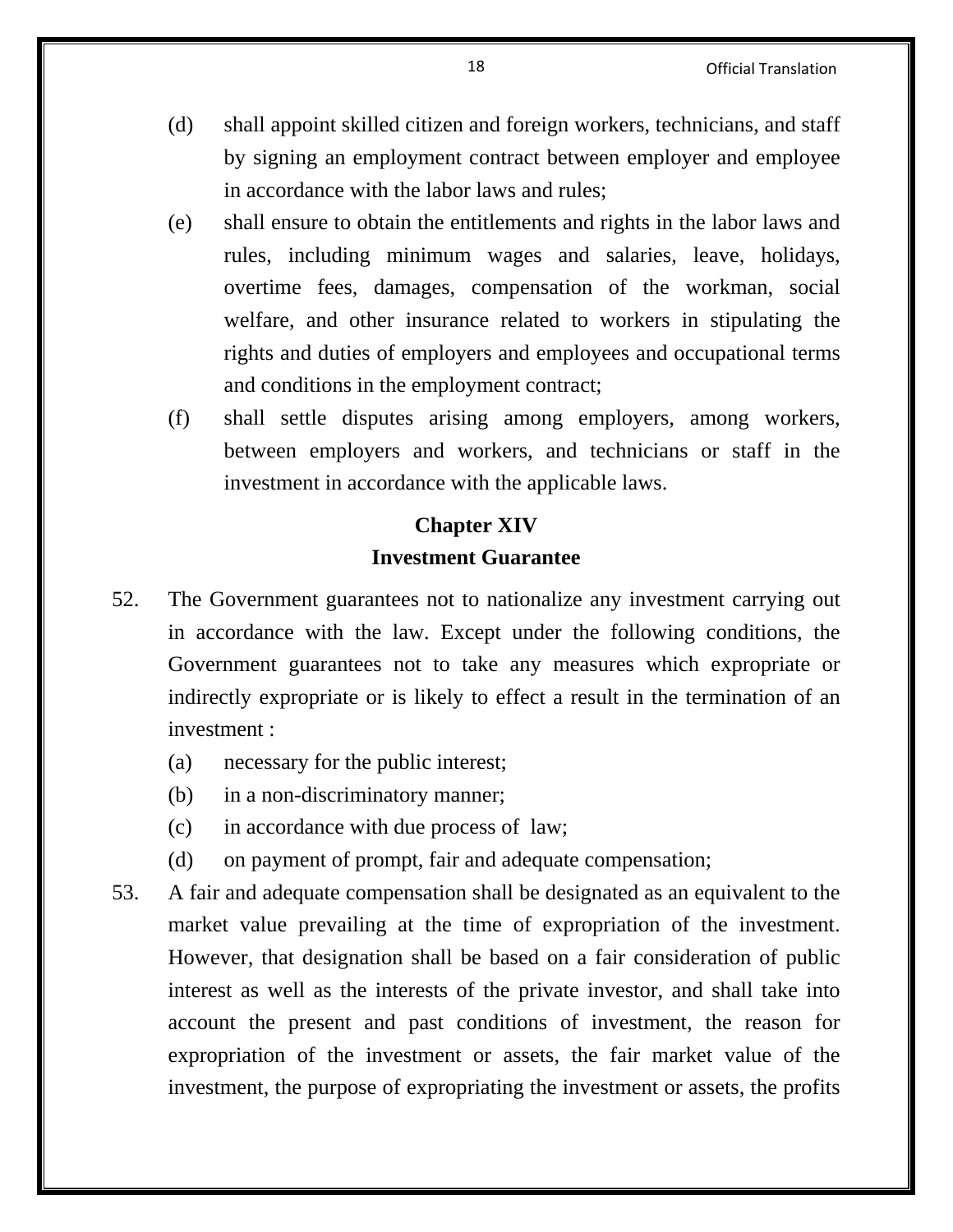(d) shall appoint skilled citizen and foreign workers, technicians, and staff by signing an employment contract between employer and employee in accordance with the labor laws and rules;

(e) shall ensure to obtain the entitlements and rights in the labor laws and rules, including minimum wages and salaries, leave, holidays, overtime fees, damages, compensation of the workman, social welfare, and other insurance related to workers in stipulating the rights and duties of employers and employees and occupational terms and conditions in the employment contract;

(f) shall settle disputes arising among employers, among workers, between employers and workers, and technicians or staff in the investment in accordance with the applicable laws.

## Chapter XIV
## Investment Guarantee

52. The Government guarantees not to nationalize any investment carrying out in accordance with the law. Except under the following conditions, the Government guarantees not to take any measures which expropriate or indirectly expropriate or is likely to effect a result in the termination of an investment :

    (a) necessary for the public interest;

    (b) in a non-discriminatory manner;

    (c) in accordance with due process of law;

    (d) on payment of prompt, fair and adequate compensation;

53. A fair and adequate compensation shall be designated as an equivalent to the market value prevailing at the time of expropriation of the investment. However, that designation shall be based on a fair consideration of public interest as well as the interests of the private investor, and shall take into account the present and past conditions of investment, the reason for expropriation of the investment or assets, the fair market value of the investment, the purpose of expropriating the investment or assets, the profits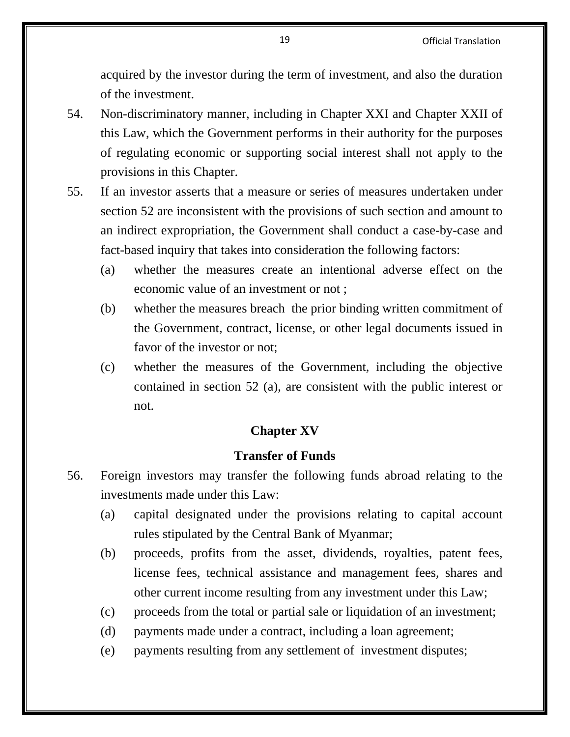acquired by the investor during the term of investment, and also the duration of the investment.

54. Non-discriminatory manner, including in Chapter XXI and Chapter XXII of this Law, which the Government performs in their authority for the purposes of regulating economic or supporting social interest shall not apply to the provisions in this Chapter.

55. If an investor asserts that a measure or series of measures undertaken under section 52 are inconsistent with the provisions of such section and amount to an indirect expropriation, the Government shall conduct a case-by-case and fact-based inquiry that takes into consideration the following factors:

    (a) whether the measures create an intentional adverse effect on the economic value of an investment or not ;

    (b) whether the measures breach the prior binding written commitment of the Government, contract, license, or other legal documents issued in favor of the investor or not;

    (c) whether the measures of the Government, including the objective contained in section 52 (a), are consistent with the public interest or not.

## Chapter XV

## Transfer of Funds

56. Foreign investors may transfer the following funds abroad relating to the investments made under this Law:

    (a) capital designated under the provisions relating to capital account rules stipulated by the Central Bank of Myanmar;

    (b) proceeds, profits from the asset, dividends, royalties, patent fees, license fees, technical assistance and management fees, shares and other current income resulting from any investment under this Law;

    (c) proceeds from the total or partial sale or liquidation of an investment;

    (d) payments made under a contract, including a loan agreement;

    (e) payments resulting from any settlement of investment disputes;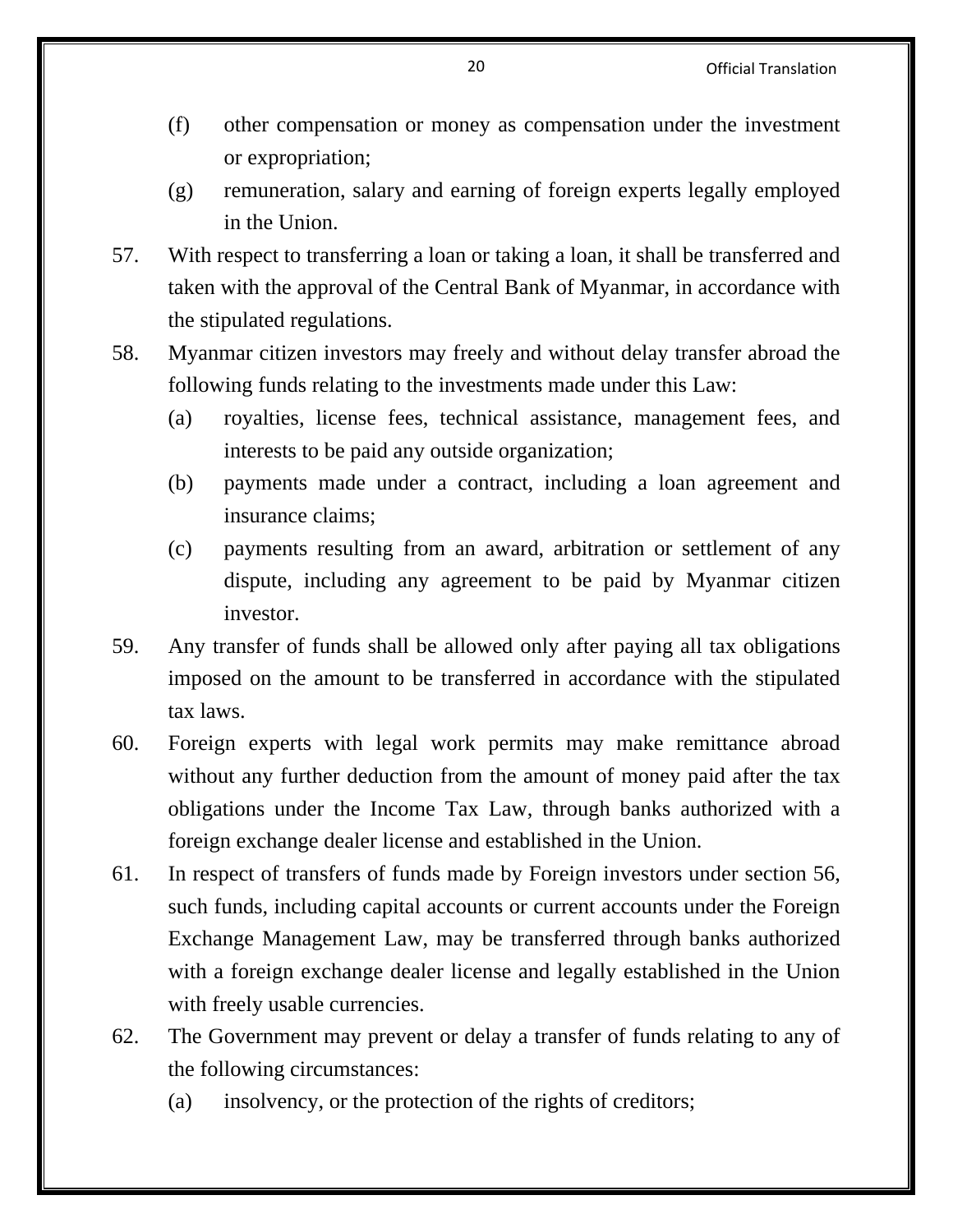(f) other compensation or money as compensation under the investment or expropriation;

(g) remuneration, salary and earning of foreign experts legally employed in the Union.

57. With respect to transferring a loan or taking a loan, it shall be transferred and taken with the approval of the Central Bank of Myanmar, in accordance with the stipulated regulations.

58. Myanmar citizen investors may freely and without delay transfer abroad the following funds relating to the investments made under this Law:

(a) royalties, license fees, technical assistance, management fees, and interests to be paid any outside organization;

(b) payments made under a contract, including a loan agreement and insurance claims;

(c) payments resulting from an award, arbitration or settlement of any dispute, including any agreement to be paid by Myanmar citizen investor.

59. Any transfer of funds shall be allowed only after paying all tax obligations imposed on the amount to be transferred in accordance with the stipulated tax laws.

60. Foreign experts with legal work permits may make remittance abroad without any further deduction from the amount of money paid after the tax obligations under the Income Tax Law, through banks authorized with a foreign exchange dealer license and established in the Union.

61. In respect of transfers of funds made by Foreign investors under section 56, such funds, including capital accounts or current accounts under the Foreign Exchange Management Law, may be transferred through banks authorized with a foreign exchange dealer license and legally established in the Union with freely usable currencies.

62. The Government may prevent or delay a transfer of funds relating to any of the following circumstances:

(a) insolvency, or the protection of the rights of creditors;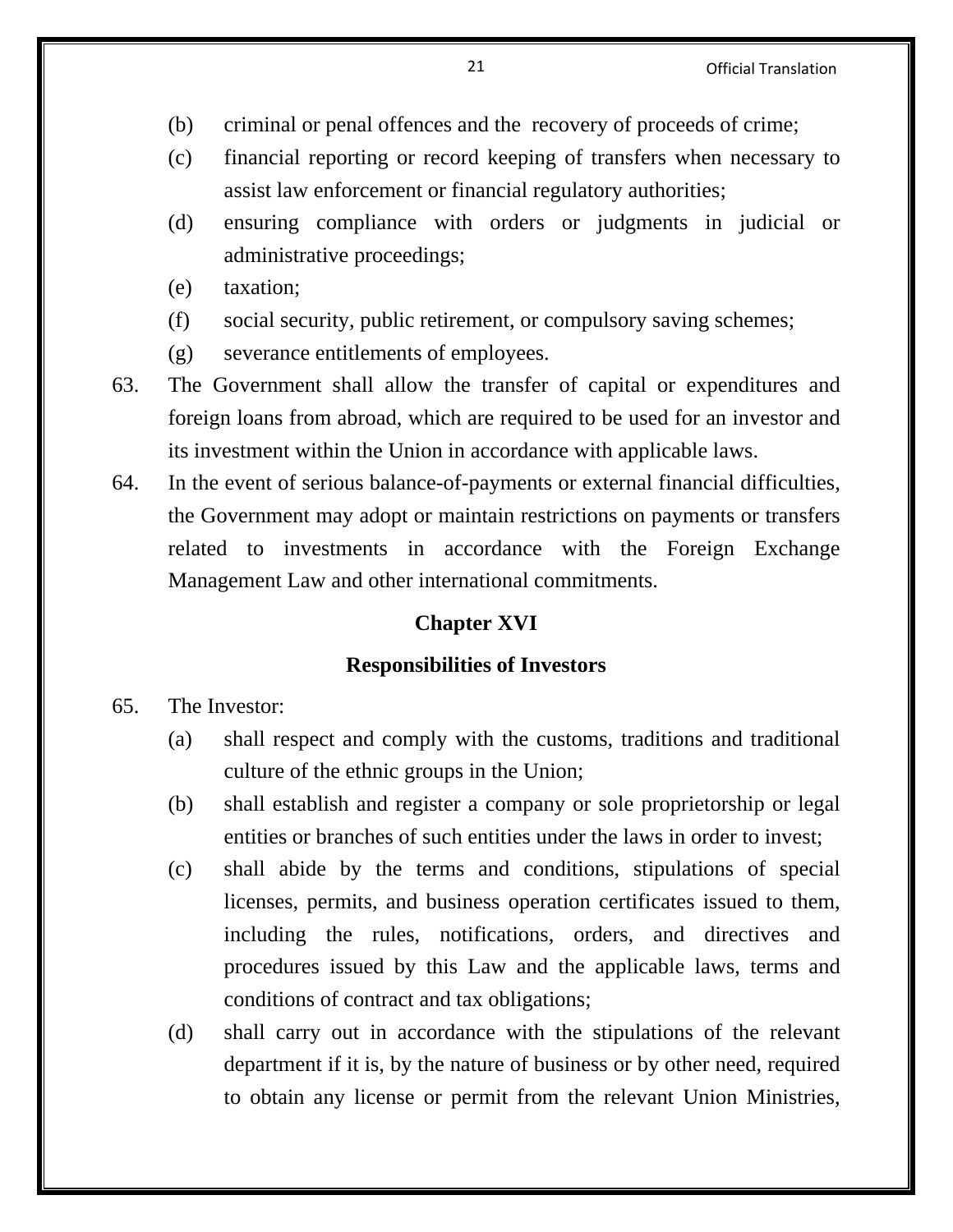(b) criminal or penal offences and the recovery of proceeds of crime;

(c) financial reporting or record keeping of transfers when necessary to assist law enforcement or financial regulatory authorities;

(d) ensuring compliance with orders or judgments in judicial or administrative proceedings;

(e) taxation;

(f) social security, public retirement, or compulsory saving schemes;

(g) severance entitlements of employees.

63. The Government shall allow the transfer of capital or expenditures and foreign loans from abroad, which are required to be used for an investor and its investment within the Union in accordance with applicable laws.

64. In the event of serious balance-of-payments or external financial difficulties, the Government may adopt or maintain restrictions on payments or transfers related to investments in accordance with the Foreign Exchange Management Law and other international commitments.

## Chapter XVI

## Responsibilities of Investors

65. The Investor:

(a) shall respect and comply with the customs, traditions and traditional culture of the ethnic groups in the Union;

(b) shall establish and register a company or sole proprietorship or legal entities or branches of such entities under the laws in order to invest;

(c) shall abide by the terms and conditions, stipulations of special licenses, permits, and business operation certificates issued to them, including the rules, notifications, orders, and directives and procedures issued by this Law and the applicable laws, terms and conditions of contract and tax obligations;

(d) shall carry out in accordance with the stipulations of the relevant department if it is, by the nature of business or by other need, required to obtain any license or permit from the relevant Union Ministries,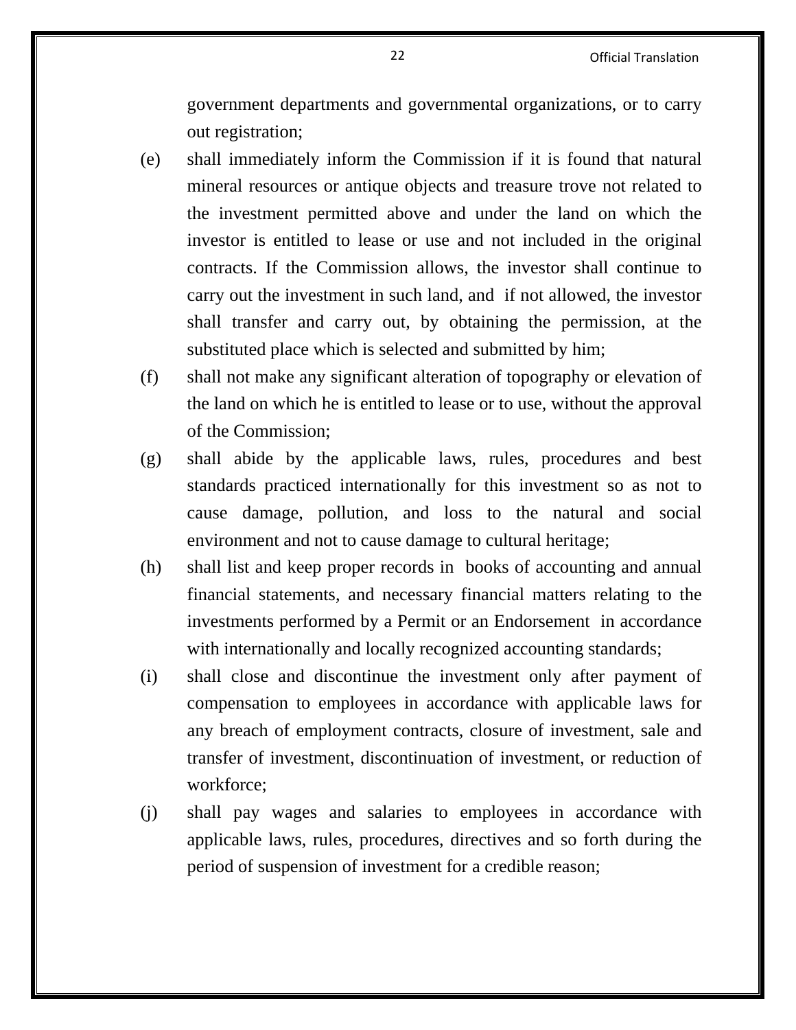government departments and governmental organizations, or to carry out registration;

(e) shall immediately inform the Commission if it is found that natural mineral resources or antique objects and treasure trove not related to the investment permitted above and under the land on which the investor is entitled to lease or use and not included in the original contracts. If the Commission allows, the investor shall continue to carry out the investment in such land, and if not allowed, the investor shall transfer and carry out, by obtaining the permission, at the substituted place which is selected and submitted by him;

(f) shall not make any significant alteration of topography or elevation of the land on which he is entitled to lease or to use, without the approval of the Commission;

(g) shall abide by the applicable laws, rules, procedures and best standards practiced internationally for this investment so as not to cause damage, pollution, and loss to the natural and social environment and not to cause damage to cultural heritage;

(h) shall list and keep proper records in books of accounting and annual financial statements, and necessary financial matters relating to the investments performed by a Permit or an Endorsement in accordance with internationally and locally recognized accounting standards;

(i) shall close and discontinue the investment only after payment of compensation to employees in accordance with applicable laws for any breach of employment contracts, closure of investment, sale and transfer of investment, discontinuation of investment, or reduction of workforce;

(j) shall pay wages and salaries to employees in accordance with applicable laws, rules, procedures, directives and so forth during the period of suspension of investment for a credible reason;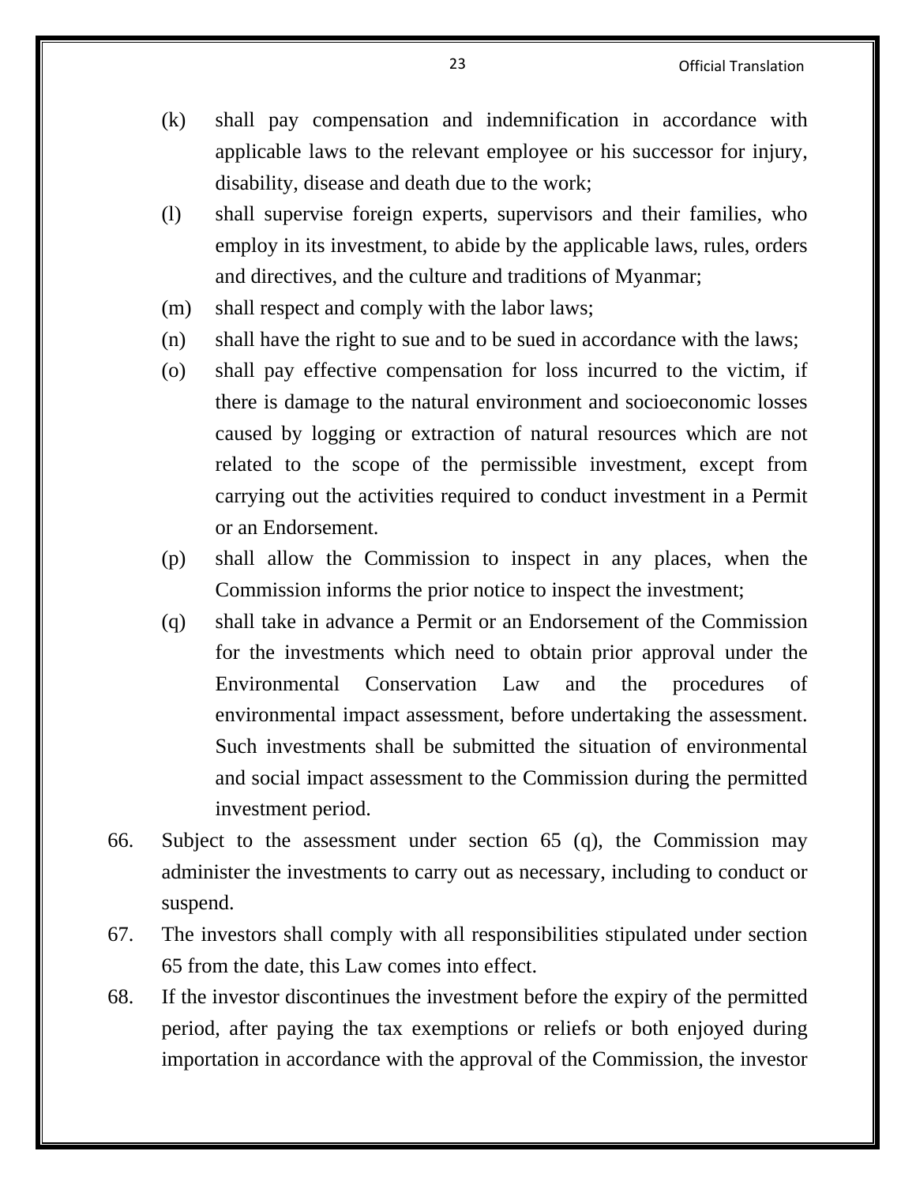(k) shall pay compensation and indemnification in accordance with applicable laws to the relevant employee or his successor for injury, disability, disease and death due to the work;

(l) shall supervise foreign experts, supervisors and their families, who employ in its investment, to abide by the applicable laws, rules, orders and directives, and the culture and traditions of Myanmar;

(m) shall respect and comply with the labor laws;

(n) shall have the right to sue and to be sued in accordance with the laws;

(o) shall pay effective compensation for loss incurred to the victim, if there is damage to the natural environment and socioeconomic losses caused by logging or extraction of natural resources which are not related to the scope of the permissible investment, except from carrying out the activities required to conduct investment in a Permit or an Endorsement.

(p) shall allow the Commission to inspect in any places, when the Commission informs the prior notice to inspect the investment;

(q) shall take in advance a Permit or an Endorsement of the Commission for the investments which need to obtain prior approval under the Environmental Conservation Law and the procedures of environmental impact assessment, before undertaking the assessment. Such investments shall be submitted the situation of environmental and social impact assessment to the Commission during the permitted investment period.

66. Subject to the assessment under section 65 (q), the Commission may administer the investments to carry out as necessary, including to conduct or suspend.

67. The investors shall comply with all responsibilities stipulated under section 65 from the date, this Law comes into effect.

68. If the investor discontinues the investment before the expiry of the permitted period, after paying the tax exemptions or reliefs or both enjoyed during importation in accordance with the approval of the Commission, the investor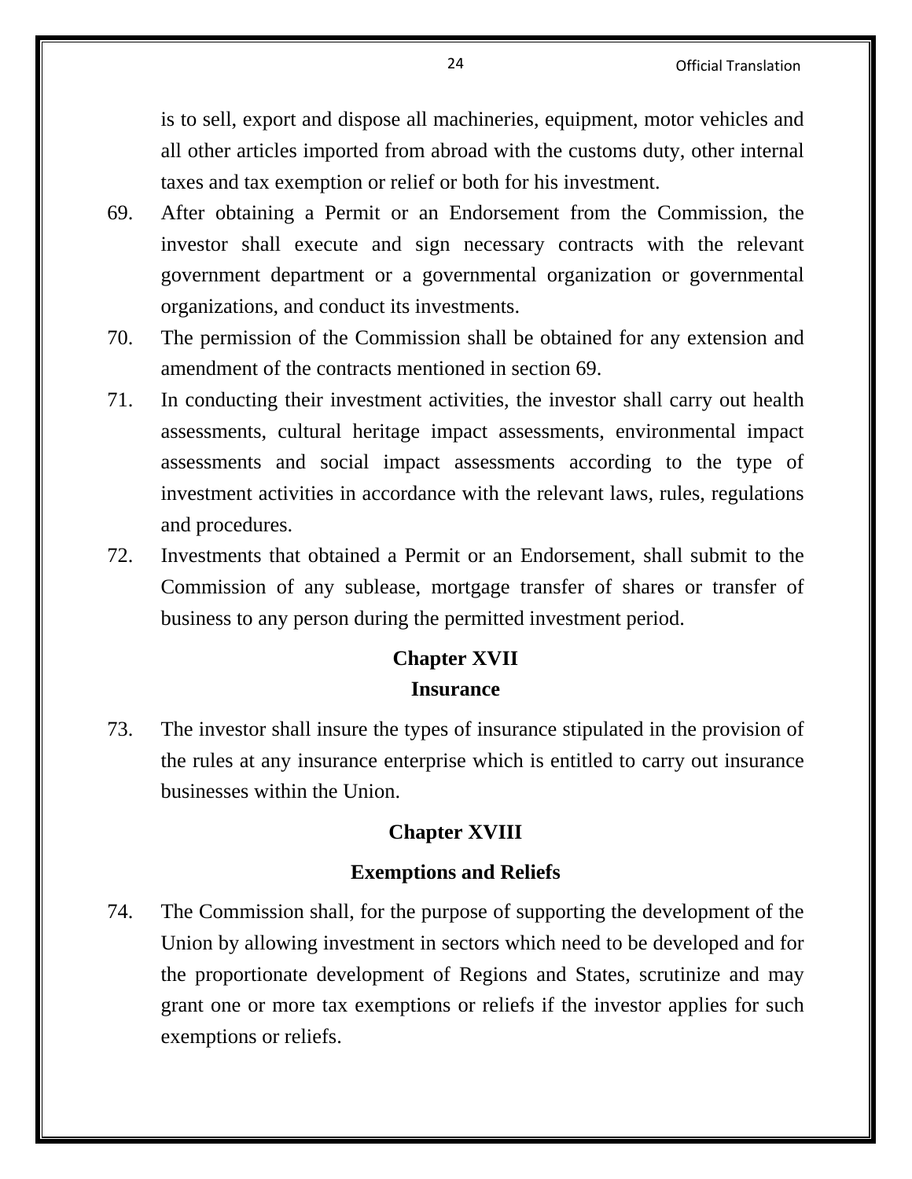is to sell, export and dispose all machineries, equipment, motor vehicles and all other articles imported from abroad with the customs duty, other internal taxes and tax exemption or relief or both for his investment.

69. After obtaining a Permit or an Endorsement from the Commission, the investor shall execute and sign necessary contracts with the relevant government department or a governmental organization or governmental organizations, and conduct its investments.

70. The permission of the Commission shall be obtained for any extension and amendment of the contracts mentioned in section 69.

71. In conducting their investment activities, the investor shall carry out health assessments, cultural heritage impact assessments, environmental impact assessments and social impact assessments according to the type of investment activities in accordance with the relevant laws, rules, regulations and procedures.

72. Investments that obtained a Permit or an Endorsement, shall submit to the Commission of any sublease, mortgage transfer of shares or transfer of business to any person during the permitted investment period.

## Chapter XVII
## Insurance

73. The investor shall insure the types of insurance stipulated in the provision of the rules at any insurance enterprise which is entitled to carry out insurance businesses within the Union.

## Chapter XVIII
## Exemptions and Reliefs

74. The Commission shall, for the purpose of supporting the development of the Union by allowing investment in sectors which need to be developed and for the proportionate development of Regions and States, scrutinize and may grant one or more tax exemptions or reliefs if the investor applies for such exemptions or reliefs.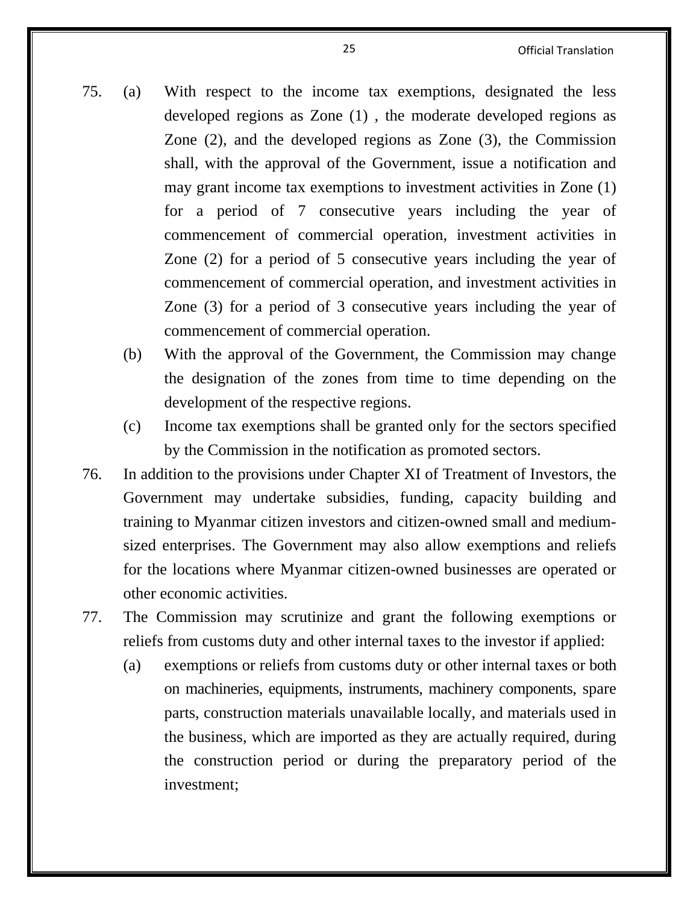75. (a) With respect to the income tax exemptions, designated the less developed regions as Zone (1) , the moderate developed regions as Zone (2), and the developed regions as Zone (3), the Commission shall, with the approval of the Government, issue a notification and may grant income tax exemptions to investment activities in Zone (1) for a period of 7 consecutive years including the year of commencement of commercial operation, investment activities in Zone (2) for a period of 5 consecutive years including the year of commencement of commercial operation, and investment activities in Zone (3) for a period of 3 consecutive years including the year of commencement of commercial operation.

    (b) With the approval of the Government, the Commission may change the designation of the zones from time to time depending on the development of the respective regions.

    (c) Income tax exemptions shall be granted only for the sectors specified by the Commission in the notification as promoted sectors.

76. In addition to the provisions under Chapter XI of Treatment of Investors, the Government may undertake subsidies, funding, capacity building and training to Myanmar citizen investors and citizen-owned small and medium-sized enterprises. The Government may also allow exemptions and reliefs for the locations where Myanmar citizen-owned businesses are operated or other economic activities.

77. The Commission may scrutinize and grant the following exemptions or reliefs from customs duty and other internal taxes to the investor if applied:

    (a) exemptions or reliefs from customs duty or other internal taxes or both on machineries, equipments, instruments, machinery components, spare parts, construction materials unavailable locally, and materials used in the business, which are imported as they are actually required, during the construction period or during the preparatory period of the investment;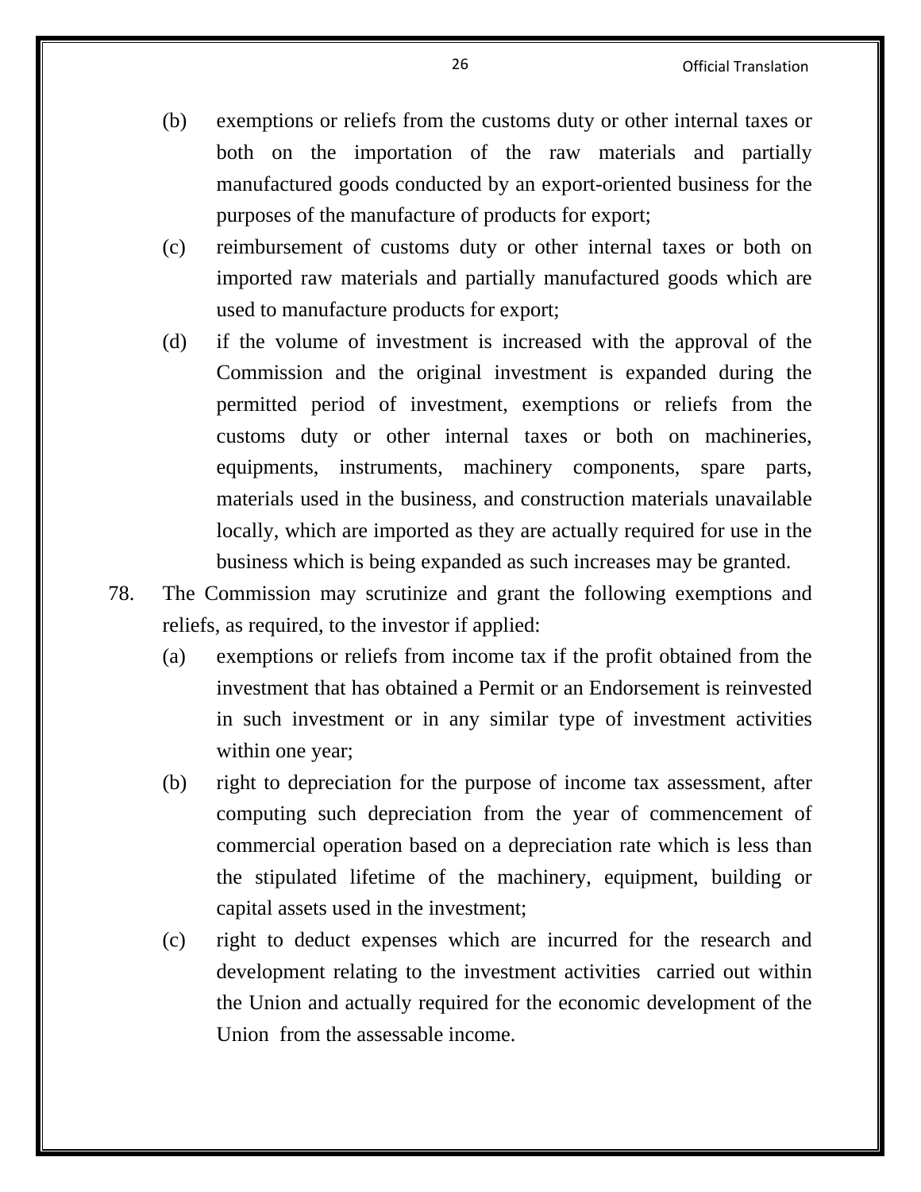(b) exemptions or reliefs from the customs duty or other internal taxes or both on the importation of the raw materials and partially manufactured goods conducted by an export-oriented business for the purposes of the manufacture of products for export;

(c) reimbursement of customs duty or other internal taxes or both on imported raw materials and partially manufactured goods which are used to manufacture products for export;

(d) if the volume of investment is increased with the approval of the Commission and the original investment is expanded during the permitted period of investment, exemptions or reliefs from the customs duty or other internal taxes or both on machineries, equipments, instruments, machinery components, spare parts, materials used in the business, and construction materials unavailable locally, which are imported as they are actually required for use in the business which is being expanded as such increases may be granted.

78. The Commission may scrutinize and grant the following exemptions and reliefs, as required, to the investor if applied:

(a) exemptions or reliefs from income tax if the profit obtained from the investment that has obtained a Permit or an Endorsement is reinvested in such investment or in any similar type of investment activities within one year;

(b) right to depreciation for the purpose of income tax assessment, after computing such depreciation from the year of commencement of commercial operation based on a depreciation rate which is less than the stipulated lifetime of the machinery, equipment, building or capital assets used in the investment;

(c) right to deduct expenses which are incurred for the research and development relating to the investment activities carried out within the Union and actually required for the economic development of the Union from the assessable income.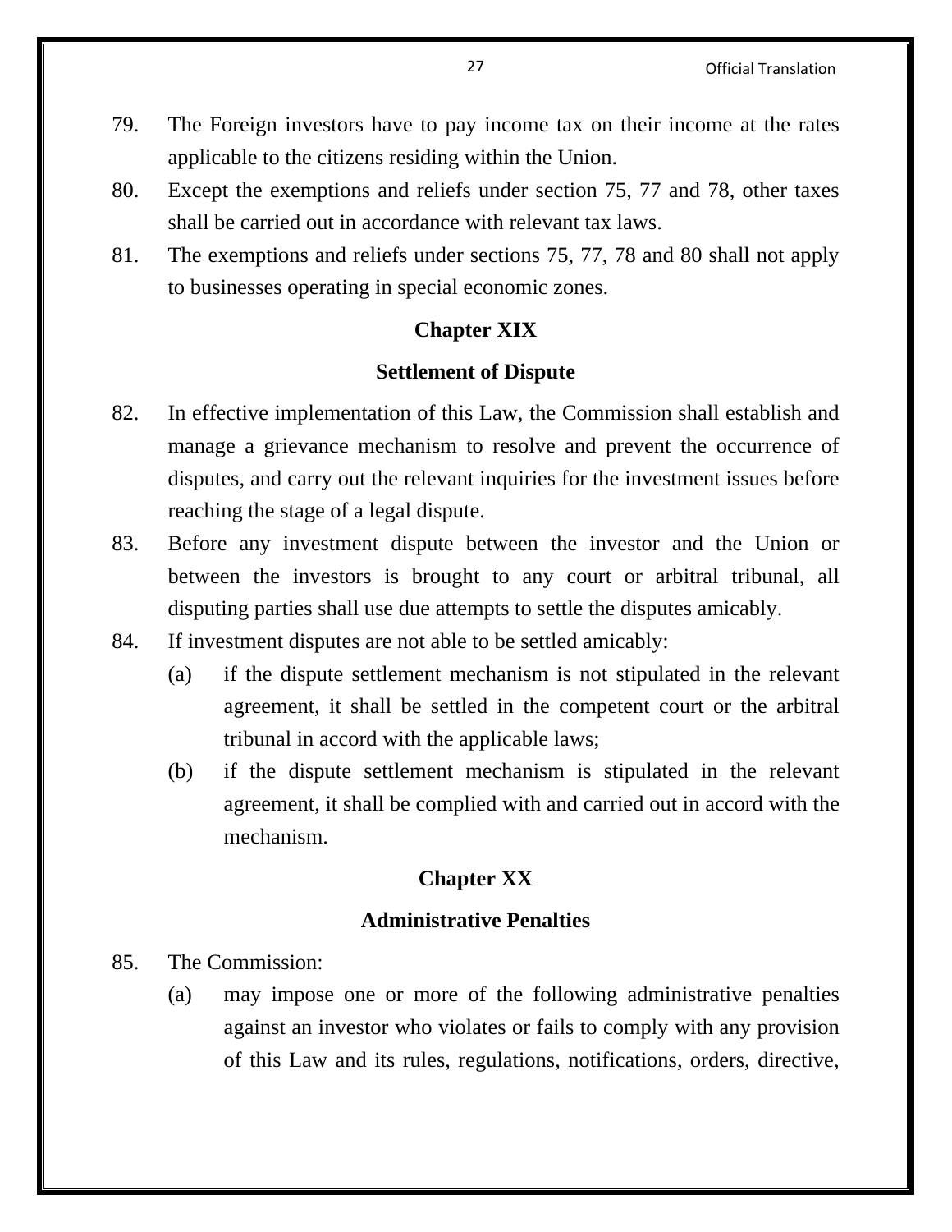79. The Foreign investors have to pay income tax on their income at the rates applicable to the citizens residing within the Union.

80. Except the exemptions and reliefs under section 75, 77 and 78, other taxes shall be carried out in accordance with relevant tax laws.

81. The exemptions and reliefs under sections 75, 77, 78 and 80 shall not apply to businesses operating in special economic zones.

## Chapter XIX

## Settlement of Dispute

82. In effective implementation of this Law, the Commission shall establish and manage a grievance mechanism to resolve and prevent the occurrence of disputes, and carry out the relevant inquiries for the investment issues before reaching the stage of a legal dispute.

83. Before any investment dispute between the investor and the Union or between the investors is brought to any court or arbitral tribunal, all disputing parties shall use due attempts to settle the disputes amicably.

84. If investment disputes are not able to be settled amicably:

    (a) if the dispute settlement mechanism is not stipulated in the relevant agreement, it shall be settled in the competent court or the arbitral tribunal in accord with the applicable laws;

    (b) if the dispute settlement mechanism is stipulated in the relevant agreement, it shall be complied with and carried out in accord with the mechanism.

## Chapter XX

## Administrative Penalties

85. The Commission:

    (a) may impose one or more of the following administrative penalties against an investor who violates or fails to comply with any provision of this Law and its rules, regulations, notifications, orders, directive,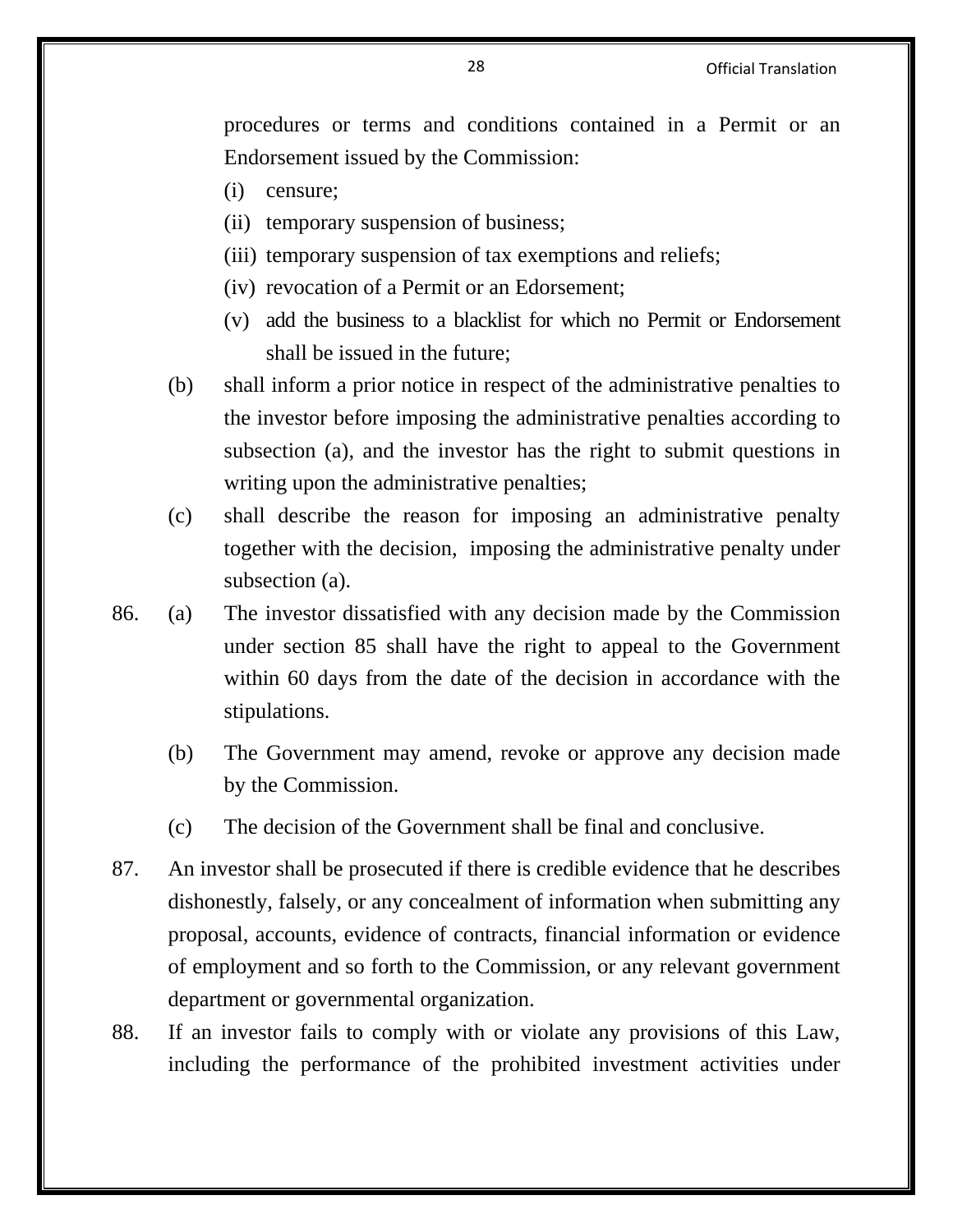procedures or terms and conditions contained in a Permit or an Endorsement issued by the Commission:

(i) censure;

(ii) temporary suspension of business;

(iii) temporary suspension of tax exemptions and reliefs;

(iv) revocation of a Permit or an Edorsement;

(v) add the business to a blacklist for which no Permit or Endorsement shall be issued in the future;

(b) shall inform a prior notice in respect of the administrative penalties to the investor before imposing the administrative penalties according to subsection (a), and the investor has the right to submit questions in writing upon the administrative penalties;

(c) shall describe the reason for imposing an administrative penalty together with the decision, imposing the administrative penalty under subsection (a).

86. (a) The investor dissatisfied with any decision made by the Commission under section 85 shall have the right to appeal to the Government within 60 days from the date of the decision in accordance with the stipulations.

(b) The Government may amend, revoke or approve any decision made by the Commission.

(c) The decision of the Government shall be final and conclusive.

87. An investor shall be prosecuted if there is credible evidence that he describes dishonestly, falsely, or any concealment of information when submitting any proposal, accounts, evidence of contracts, financial information or evidence of employment and so forth to the Commission, or any relevant government department or governmental organization.

88. If an investor fails to comply with or violate any provisions of this Law, including the performance of the prohibited investment activities under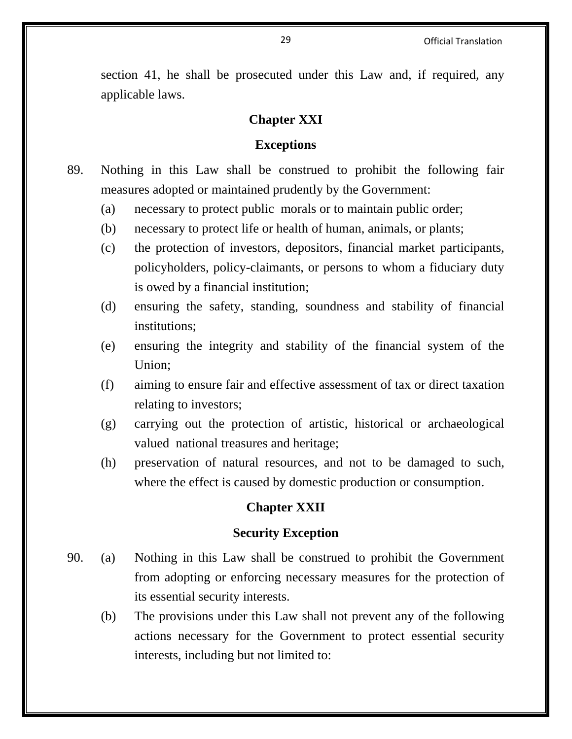section 41, he shall be prosecuted under this Law and, if required, any applicable laws.

## Chapter XXI

## Exceptions

89. Nothing in this Law shall be construed to prohibit the following fair measures adopted or maintained prudently by the Government:

    (a) necessary to protect public morals or to maintain public order;

    (b) necessary to protect life or health of human, animals, or plants;

    (c) the protection of investors, depositors, financial market participants, policyholders, policy-claimants, or persons to whom a fiduciary duty is owed by a financial institution;

    (d) ensuring the safety, standing, soundness and stability of financial institutions;

    (e) ensuring the integrity and stability of the financial system of the Union;

    (f) aiming to ensure fair and effective assessment of tax or direct taxation relating to investors;

    (g) carrying out the protection of artistic, historical or archaeological valued national treasures and heritage;

    (h) preservation of natural resources, and not to be damaged to such, where the effect is caused by domestic production or consumption.

## Chapter XXII

## Security Exception

90. (a) Nothing in this Law shall be construed to prohibit the Government from adopting or enforcing necessary measures for the protection of its essential security interests.

    (b) The provisions under this Law shall not prevent any of the following actions necessary for the Government to protect essential security interests, including but not limited to: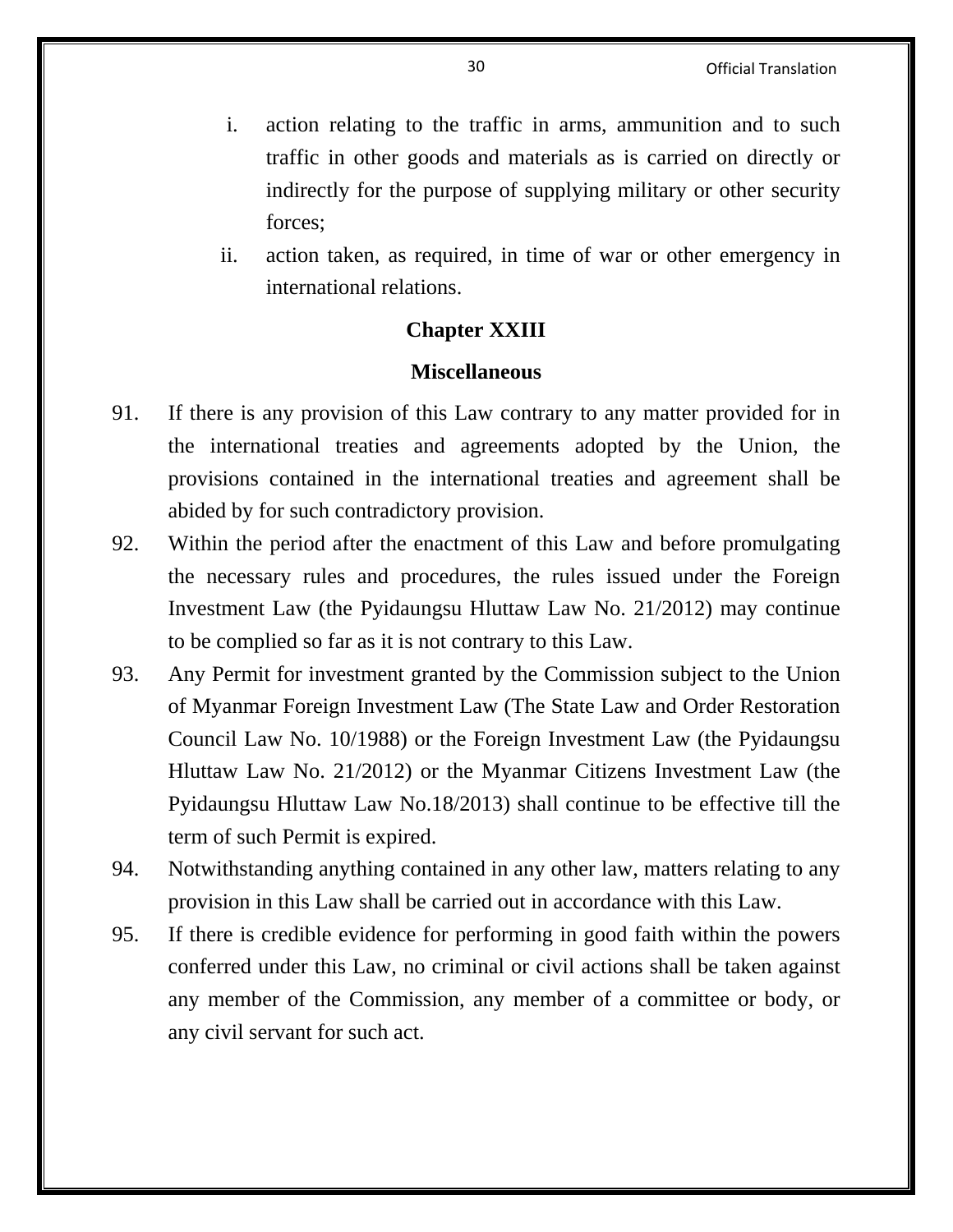i. action relating to the traffic in arms, ammunition and to such traffic in other goods and materials as is carried on directly or indirectly for the purpose of supplying military or other security forces;

ii. action taken, as required, in time of war or other emergency in international relations.

## Chapter XXIII

## Miscellaneous

91. If there is any provision of this Law contrary to any matter provided for in the international treaties and agreements adopted by the Union, the provisions contained in the international treaties and agreement shall be abided by for such contradictory provision.

92. Within the period after the enactment of this Law and before promulgating the necessary rules and procedures, the rules issued under the Foreign Investment Law (the Pyidaungsu Hluttaw Law No. 21/2012) may continue to be complied so far as it is not contrary to this Law.

93. Any Permit for investment granted by the Commission subject to the Union of Myanmar Foreign Investment Law (The State Law and Order Restoration Council Law No. 10/1988) or the Foreign Investment Law (the Pyidaungsu Hluttaw Law No. 21/2012) or the Myanmar Citizens Investment Law (the Pyidaungsu Hluttaw Law No.18/2013) shall continue to be effective till the term of such Permit is expired.

94. Notwithstanding anything contained in any other law, matters relating to any provision in this Law shall be carried out in accordance with this Law.

95. If there is credible evidence for performing in good faith within the powers conferred under this Law, no criminal or civil actions shall be taken against any member of the Commission, any member of a committee or body, or any civil servant for such act.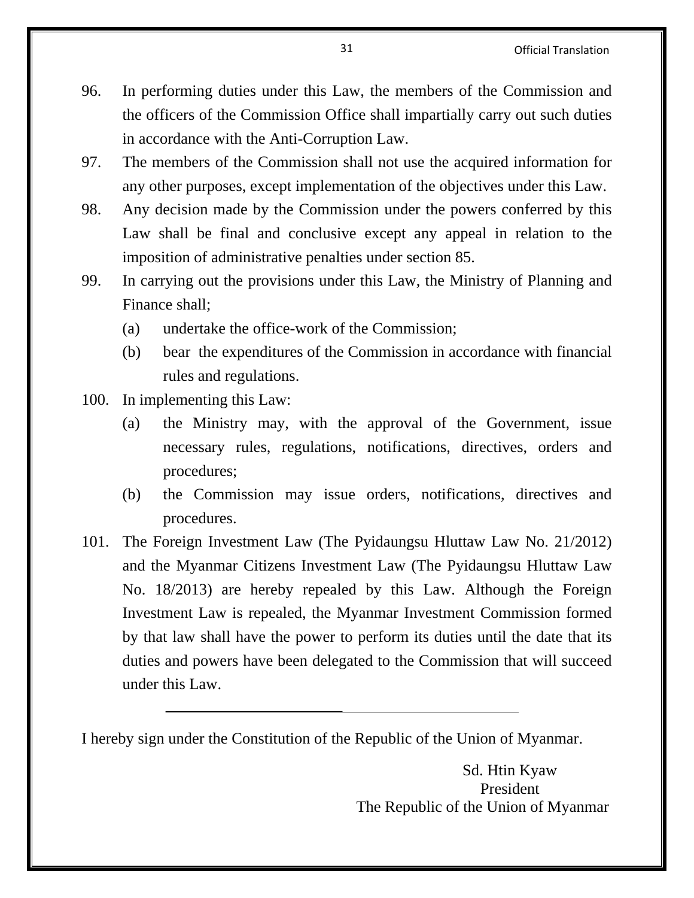96. In performing duties under this Law, the members of the Commission and the officers of the Commission Office shall impartially carry out such duties in accordance with the Anti-Corruption Law.

97. The members of the Commission shall not use the acquired information for any other purposes, except implementation of the objectives under this Law.

98. Any decision made by the Commission under the powers conferred by this Law shall be final and conclusive except any appeal in relation to the imposition of administrative penalties under section 85.

99. In carrying out the provisions under this Law, the Ministry of Planning and Finance shall;

    (a) undertake the office-work of the Commission;

    (b) bear the expenditures of the Commission in accordance with financial rules and regulations.

100. In implementing this Law:

    (a) the Ministry may, with the approval of the Government, issue necessary rules, regulations, notifications, directives, orders and procedures;

    (b) the Commission may issue orders, notifications, directives and procedures.

101. The Foreign Investment Law (The Pyidaungsu Hluttaw Law No. 21/2012) and the Myanmar Citizens Investment Law (The Pyidaungsu Hluttaw Law No. 18/2013) are hereby repealed by this Law. Although the Foreign Investment Law is repealed, the Myanmar Investment Commission formed by that law shall have the power to perform its duties until the date that its duties and powers have been delegated to the Commission that will succeed under this Law.

---

I hereby sign under the Constitution of the Republic of the Union of Myanmar.

Sd. Htin Kyaw
President
The Republic of the Union of Myanmar